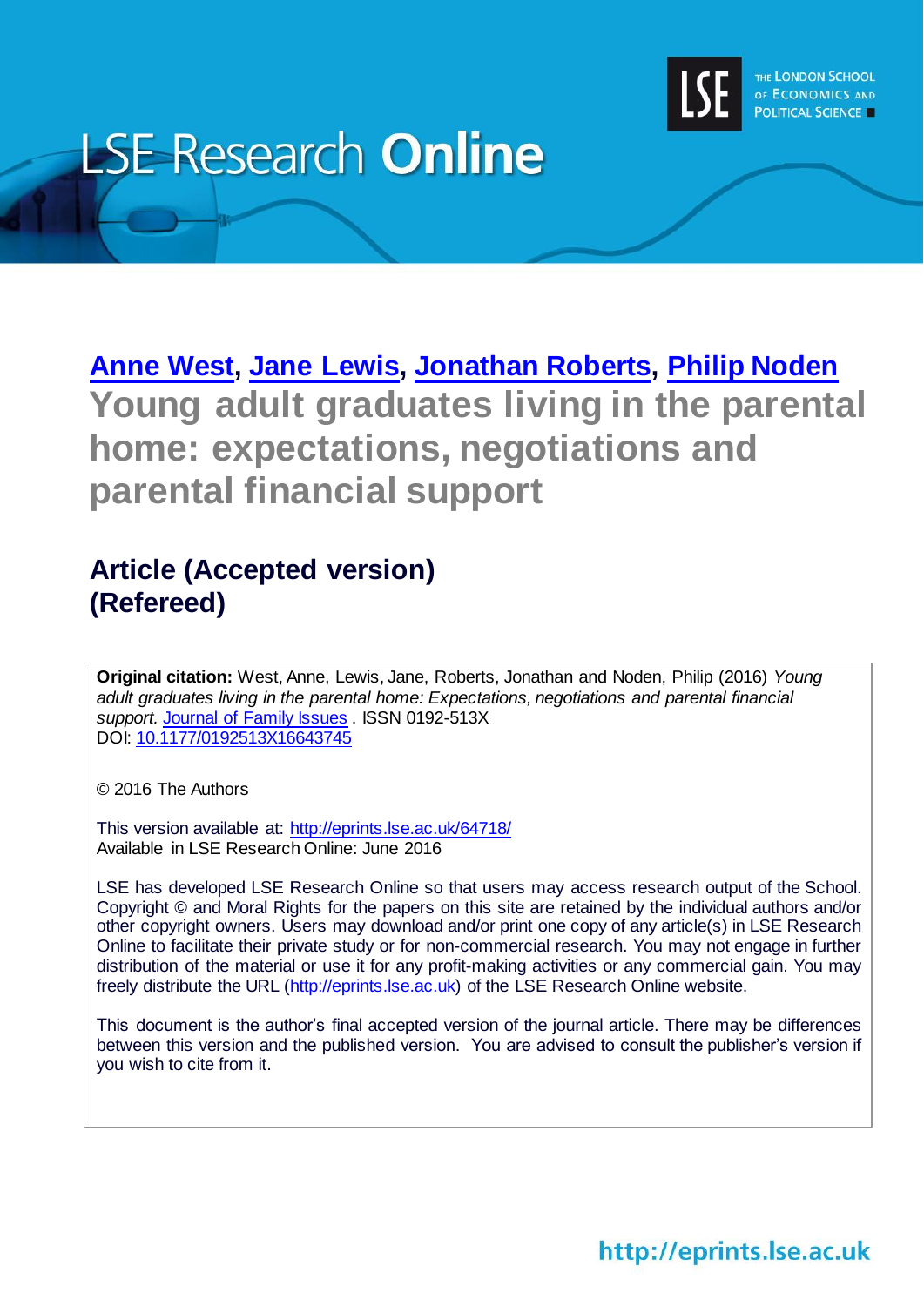LSE Research **Online**

THE LONDON SCHOOL OF ECONOMICS AND POLITICAL SCIENCE

**Anne West, Jane Lewis, Jonathan Roberts, Philip Noden**

# Young adult graduates living in the parental home: expectations, negotiations and parental financial support

## Article (Accepted version) (Refereed)

**Original citation:** West, Anne, Lewis, Jane, Roberts, Jonathan and Noden, Philip (2016) *Young adult graduates living in the parental home: Expectations, negotiations and parental financial support.* Journal of Family Issues . ISSN 0192-513X
DOI: 10.1177/0192513X16643745

© 2016 The Authors

This version available at: http://eprints.lse.ac.uk/64718/
Available in LSE Research Online: June 2016

LSE has developed LSE Research Online so that users may access research output of the School. Copyright © and Moral Rights for the papers on this site are retained by the individual authors and/or other copyright owners. Users may download and/or print one copy of any article(s) in LSE Research Online to facilitate their private study or for non-commercial research. You may not engage in further distribution of the material or use it for any profit-making activities or any commercial gain. You may freely distribute the URL (http://eprints.lse.ac.uk) of the LSE Research Online website.

This document is the author's final accepted version of the journal article. There may be differences between this version and the published version. You are advised to consult the publisher's version if you wish to cite from it.

http://eprints.lse.ac.uk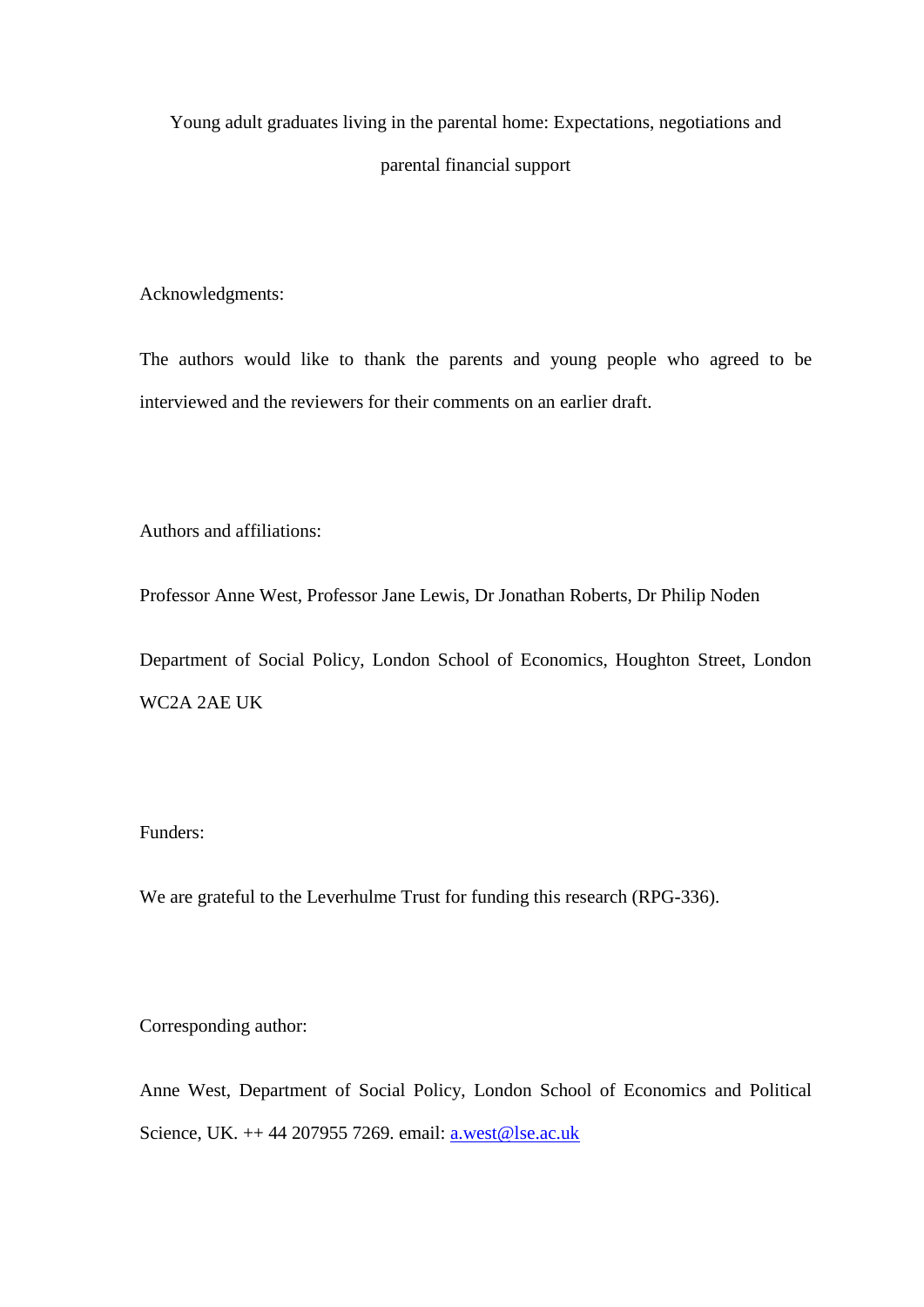# Young adult graduates living in the parental home: Expectations, negotiations and parental financial support

Acknowledgments:

The authors would like to thank the parents and young people who agreed to be interviewed and the reviewers for their comments on an earlier draft.

Authors and affiliations:

Professor Anne West, Professor Jane Lewis, Dr Jonathan Roberts, Dr Philip Noden

Department of Social Policy, London School of Economics, Houghton Street, London WC2A 2AE UK

Funders:

We are grateful to the Leverhulme Trust for funding this research (RPG-336).

Corresponding author:

Anne West, Department of Social Policy, London School of Economics and Political Science, UK. ++ 44 207955 7269. email: a.west@lse.ac.uk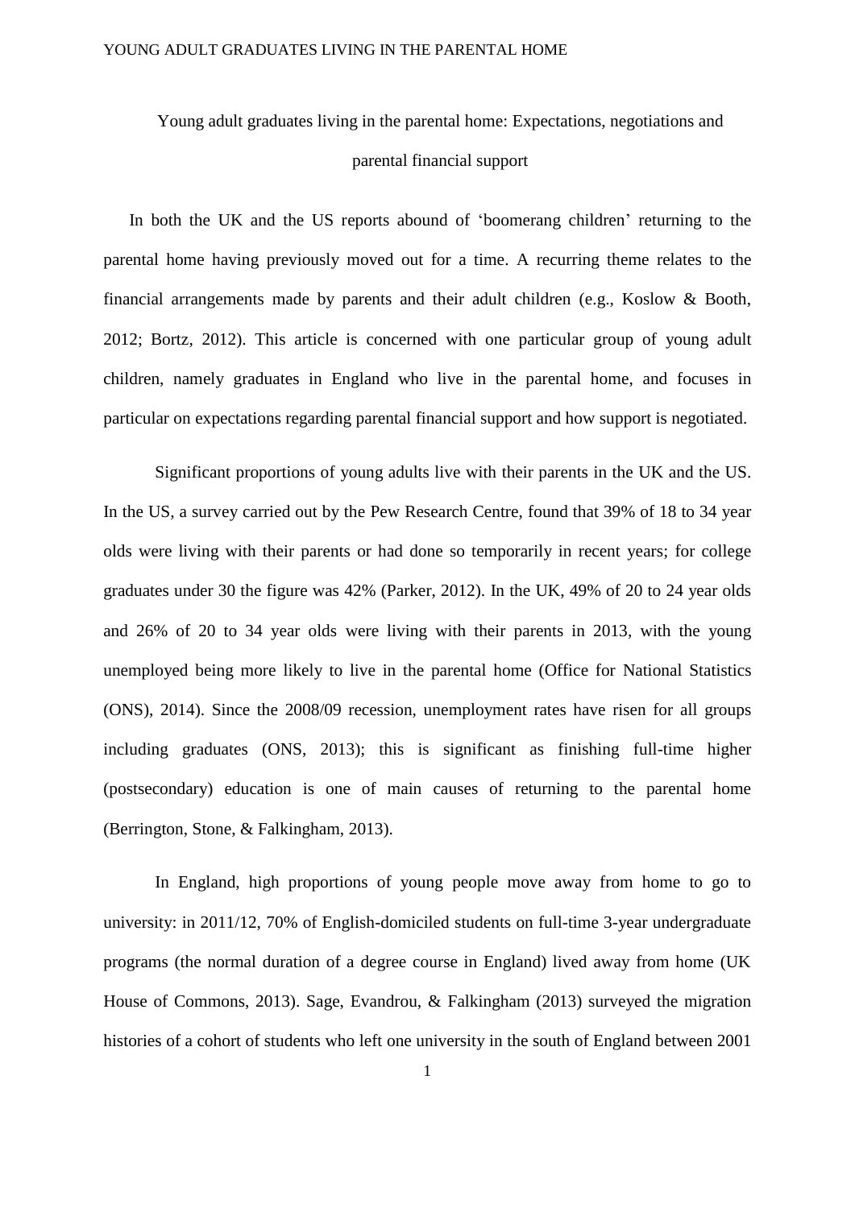Young adult graduates living in the parental home: Expectations, negotiations and parental financial support

In both the UK and the US reports abound of 'boomerang children' returning to the parental home having previously moved out for a time. A recurring theme relates to the financial arrangements made by parents and their adult children (e.g., Koslow & Booth, 2012; Bortz, 2012). This article is concerned with one particular group of young adult children, namely graduates in England who live in the parental home, and focuses in particular on expectations regarding parental financial support and how support is negotiated.

Significant proportions of young adults live with their parents in the UK and the US. In the US, a survey carried out by the Pew Research Centre, found that 39% of 18 to 34 year olds were living with their parents or had done so temporarily in recent years; for college graduates under 30 the figure was 42% (Parker, 2012). In the UK, 49% of 20 to 24 year olds and 26% of 20 to 34 year olds were living with their parents in 2013, with the young unemployed being more likely to live in the parental home (Office for National Statistics (ONS), 2014). Since the 2008/09 recession, unemployment rates have risen for all groups including graduates (ONS, 2013); this is significant as finishing full-time higher (postsecondary) education is one of main causes of returning to the parental home (Berrington, Stone, & Falkingham, 2013).

In England, high proportions of young people move away from home to go to university: in 2011/12, 70% of English-domiciled students on full-time 3-year undergraduate programs (the normal duration of a degree course in England) lived away from home (UK House of Commons, 2013). Sage, Evandrou, & Falkingham (2013) surveyed the migration histories of a cohort of students who left one university in the south of England between 2001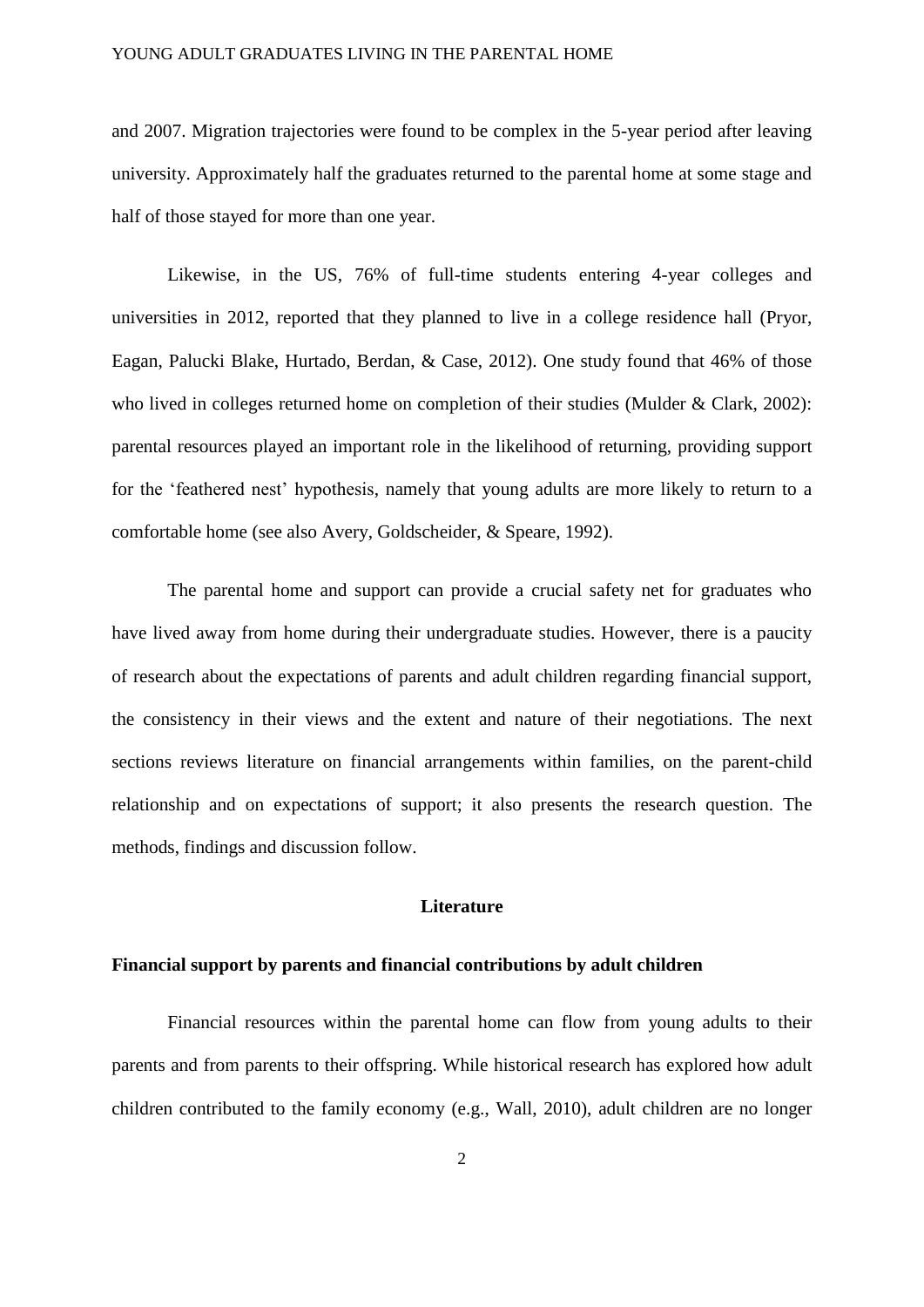and 2007. Migration trajectories were found to be complex in the 5-year period after leaving university. Approximately half the graduates returned to the parental home at some stage and half of those stayed for more than one year.

Likewise, in the US, 76% of full-time students entering 4-year colleges and universities in 2012, reported that they planned to live in a college residence hall (Pryor, Eagan, Palucki Blake, Hurtado, Berdan, & Case, 2012). One study found that 46% of those who lived in colleges returned home on completion of their studies (Mulder & Clark, 2002): parental resources played an important role in the likelihood of returning, providing support for the 'feathered nest' hypothesis, namely that young adults are more likely to return to a comfortable home (see also Avery, Goldscheider, & Speare, 1992).

The parental home and support can provide a crucial safety net for graduates who have lived away from home during their undergraduate studies. However, there is a paucity of research about the expectations of parents and adult children regarding financial support, the consistency in their views and the extent and nature of their negotiations. The next sections reviews literature on financial arrangements within families, on the parent-child relationship and on expectations of support; it also presents the research question. The methods, findings and discussion follow.

## Literature

### Financial support by parents and financial contributions by adult children

Financial resources within the parental home can flow from young adults to their parents and from parents to their offspring. While historical research has explored how adult children contributed to the family economy (e.g., Wall, 2010), adult children are no longer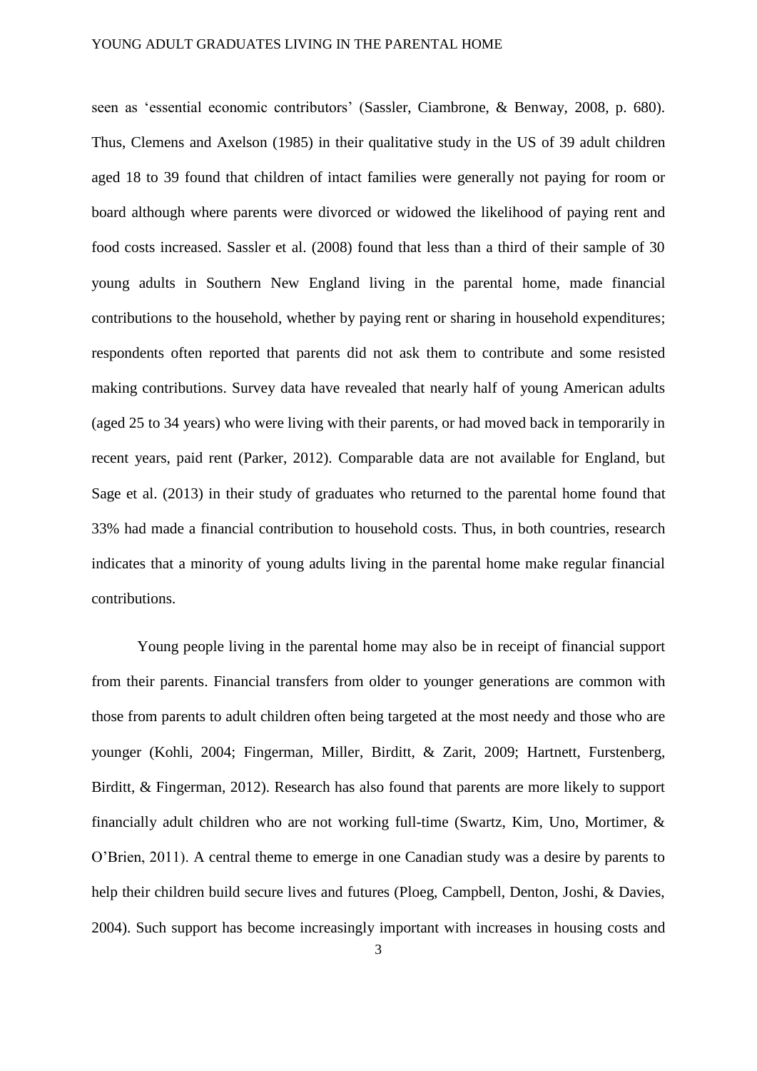seen as 'essential economic contributors' (Sassler, Ciambrone, & Benway, 2008, p. 680). Thus, Clemens and Axelson (1985) in their qualitative study in the US of 39 adult children aged 18 to 39 found that children of intact families were generally not paying for room or board although where parents were divorced or widowed the likelihood of paying rent and food costs increased. Sassler et al. (2008) found that less than a third of their sample of 30 young adults in Southern New England living in the parental home, made financial contributions to the household, whether by paying rent or sharing in household expenditures; respondents often reported that parents did not ask them to contribute and some resisted making contributions. Survey data have revealed that nearly half of young American adults (aged 25 to 34 years) who were living with their parents, or had moved back in temporarily in recent years, paid rent (Parker, 2012). Comparable data are not available for England, but Sage et al. (2013) in their study of graduates who returned to the parental home found that 33% had made a financial contribution to household costs. Thus, in both countries, research indicates that a minority of young adults living in the parental home make regular financial contributions.

Young people living in the parental home may also be in receipt of financial support from their parents. Financial transfers from older to younger generations are common with those from parents to adult children often being targeted at the most needy and those who are younger (Kohli, 2004; Fingerman, Miller, Birditt, & Zarit, 2009; Hartnett, Furstenberg, Birditt, & Fingerman, 2012). Research has also found that parents are more likely to support financially adult children who are not working full-time (Swartz, Kim, Uno, Mortimer, & O'Brien, 2011). A central theme to emerge in one Canadian study was a desire by parents to help their children build secure lives and futures (Ploeg, Campbell, Denton, Joshi, & Davies, 2004). Such support has become increasingly important with increases in housing costs and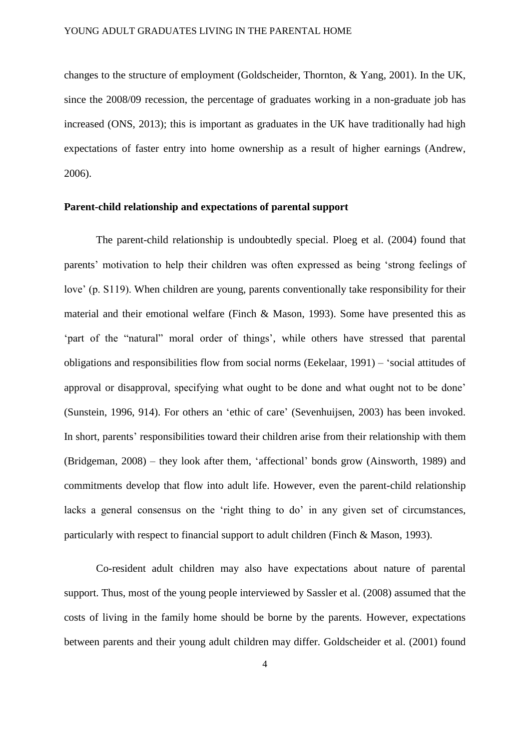changes to the structure of employment (Goldscheider, Thornton, & Yang, 2001). In the UK, since the 2008/09 recession, the percentage of graduates working in a non-graduate job has increased (ONS, 2013); this is important as graduates in the UK have traditionally had high expectations of faster entry into home ownership as a result of higher earnings (Andrew, 2006).

### Parent-child relationship and expectations of parental support

The parent-child relationship is undoubtedly special. Ploeg et al. (2004) found that parents' motivation to help their children was often expressed as being 'strong feelings of love' (p. S119). When children are young, parents conventionally take responsibility for their material and their emotional welfare (Finch & Mason, 1993). Some have presented this as 'part of the "natural" moral order of things', while others have stressed that parental obligations and responsibilities flow from social norms (Eekelaar, 1991) – 'social attitudes of approval or disapproval, specifying what ought to be done and what ought not to be done' (Sunstein, 1996, 914). For others an 'ethic of care' (Sevenhuijsen, 2003) has been invoked. In short, parents' responsibilities toward their children arise from their relationship with them (Bridgeman, 2008) – they look after them, 'affectional' bonds grow (Ainsworth, 1989) and commitments develop that flow into adult life. However, even the parent-child relationship lacks a general consensus on the 'right thing to do' in any given set of circumstances, particularly with respect to financial support to adult children (Finch & Mason, 1993).

Co-resident adult children may also have expectations about nature of parental support. Thus, most of the young people interviewed by Sassler et al. (2008) assumed that the costs of living in the family home should be borne by the parents. However, expectations between parents and their young adult children may differ. Goldscheider et al. (2001) found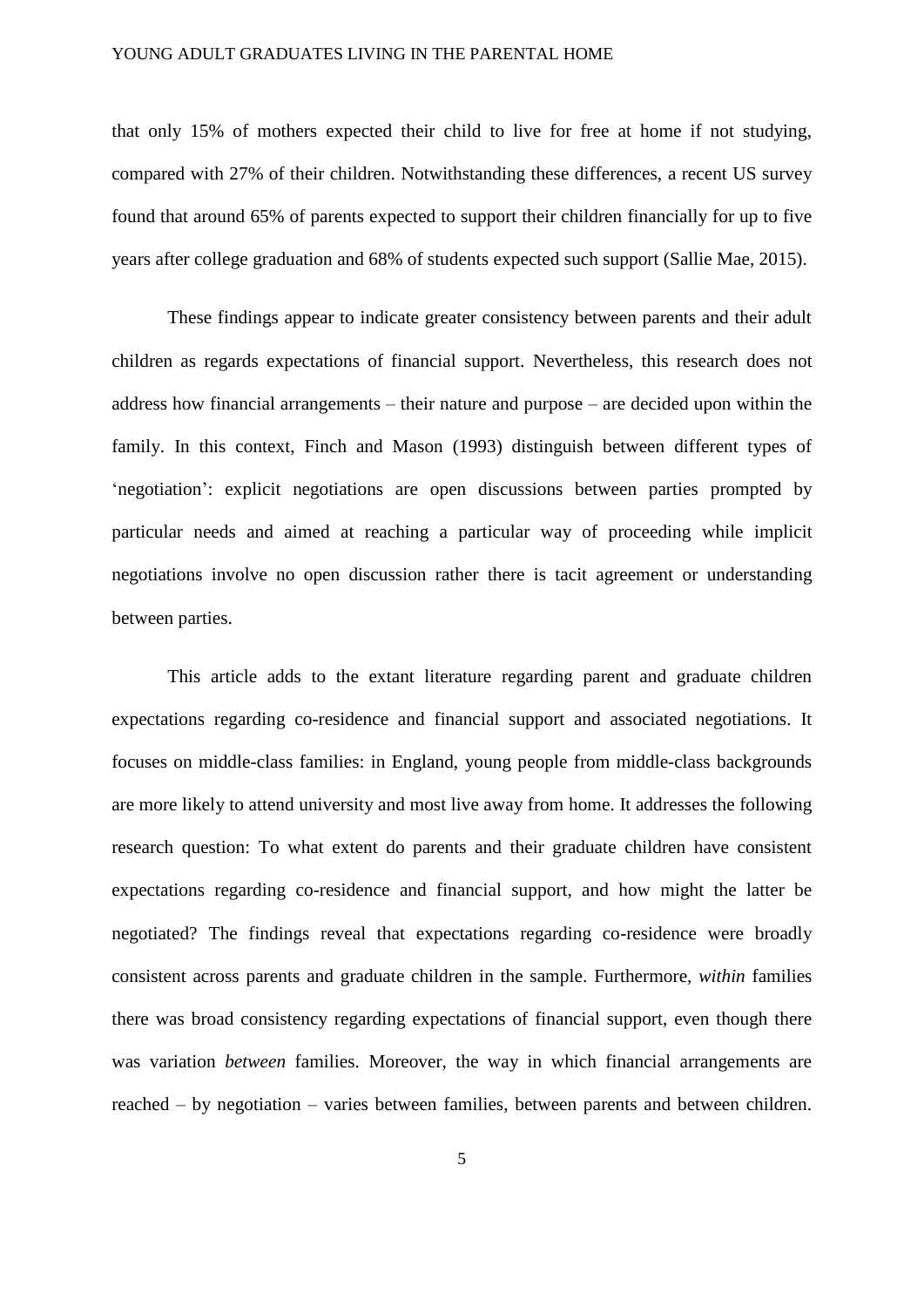that only 15% of mothers expected their child to live for free at home if not studying, compared with 27% of their children. Notwithstanding these differences, a recent US survey found that around 65% of parents expected to support their children financially for up to five years after college graduation and 68% of students expected such support (Sallie Mae, 2015).

These findings appear to indicate greater consistency between parents and their adult children as regards expectations of financial support. Nevertheless, this research does not address how financial arrangements – their nature and purpose – are decided upon within the family. In this context, Finch and Mason (1993) distinguish between different types of 'negotiation': explicit negotiations are open discussions between parties prompted by particular needs and aimed at reaching a particular way of proceeding while implicit negotiations involve no open discussion rather there is tacit agreement or understanding between parties.

This article adds to the extant literature regarding parent and graduate children expectations regarding co-residence and financial support and associated negotiations. It focuses on middle-class families: in England, young people from middle-class backgrounds are more likely to attend university and most live away from home. It addresses the following research question: To what extent do parents and their graduate children have consistent expectations regarding co-residence and financial support, and how might the latter be negotiated? The findings reveal that expectations regarding co-residence were broadly consistent across parents and graduate children in the sample. Furthermore, *within* families there was broad consistency regarding expectations of financial support, even though there was variation *between* families. Moreover, the way in which financial arrangements are reached – by negotiation – varies between families, between parents and between children.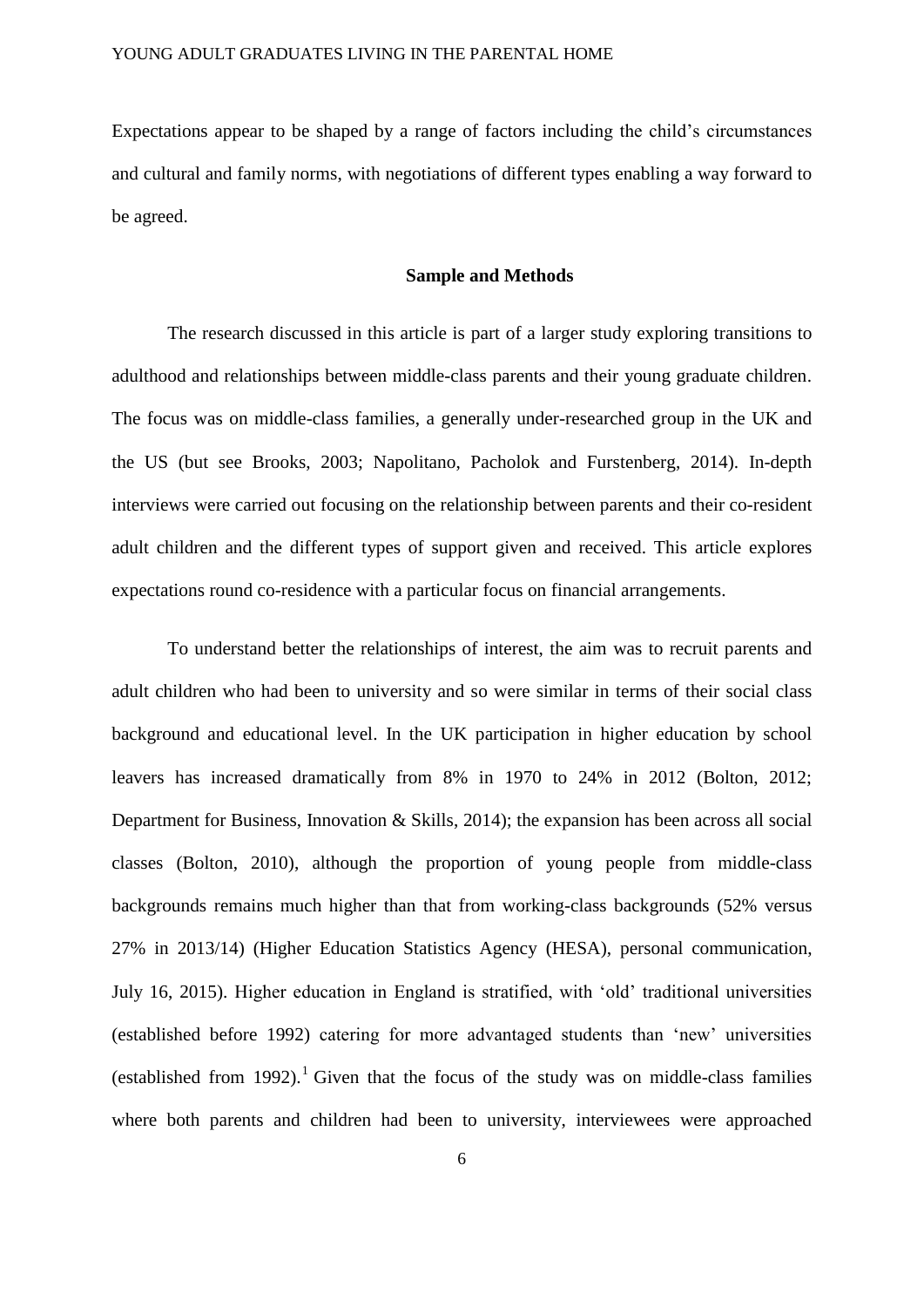Expectations appear to be shaped by a range of factors including the child's circumstances and cultural and family norms, with negotiations of different types enabling a way forward to be agreed.

## Sample and Methods

The research discussed in this article is part of a larger study exploring transitions to adulthood and relationships between middle-class parents and their young graduate children. The focus was on middle-class families, a generally under-researched group in the UK and the US (but see Brooks, 2003; Napolitano, Pacholok and Furstenberg, 2014). In-depth interviews were carried out focusing on the relationship between parents and their co-resident adult children and the different types of support given and received. This article explores expectations round co-residence with a particular focus on financial arrangements.

To understand better the relationships of interest, the aim was to recruit parents and adult children who had been to university and so were similar in terms of their social class background and educational level. In the UK participation in higher education by school leavers has increased dramatically from 8% in 1970 to 24% in 2012 (Bolton, 2012; Department for Business, Innovation & Skills, 2014); the expansion has been across all social classes (Bolton, 2010), although the proportion of young people from middle-class backgrounds remains much higher than that from working-class backgrounds (52% versus 27% in 2013/14) (Higher Education Statistics Agency (HESA), personal communication, July 16, 2015). Higher education in England is stratified, with 'old' traditional universities (established before 1992) catering for more advantaged students than 'new' universities (established from 1992).[1] Given that the focus of the study was on middle-class families where both parents and children had been to university, interviewees were approached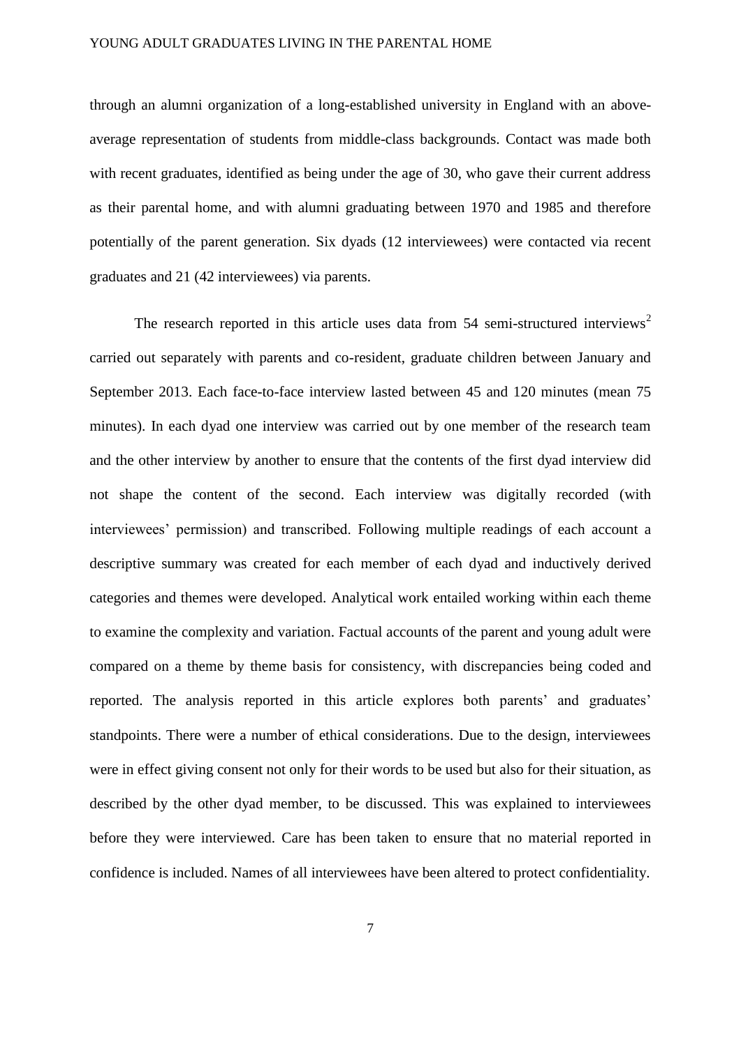through an alumni organization of a long-established university in England with an above-average representation of students from middle-class backgrounds. Contact was made both with recent graduates, identified as being under the age of 30, who gave their current address as their parental home, and with alumni graduating between 1970 and 1985 and therefore potentially of the parent generation. Six dyads (12 interviewees) were contacted via recent graduates and 21 (42 interviewees) via parents.

The research reported in this article uses data from 54 semi-structured interviews[2] carried out separately with parents and co-resident, graduate children between January and September 2013. Each face-to-face interview lasted between 45 and 120 minutes (mean 75 minutes). In each dyad one interview was carried out by one member of the research team and the other interview by another to ensure that the contents of the first dyad interview did not shape the content of the second. Each interview was digitally recorded (with interviewees' permission) and transcribed. Following multiple readings of each account a descriptive summary was created for each member of each dyad and inductively derived categories and themes were developed. Analytical work entailed working within each theme to examine the complexity and variation. Factual accounts of the parent and young adult were compared on a theme by theme basis for consistency, with discrepancies being coded and reported. The analysis reported in this article explores both parents' and graduates' standpoints. There were a number of ethical considerations. Due to the design, interviewees were in effect giving consent not only for their words to be used but also for their situation, as described by the other dyad member, to be discussed. This was explained to interviewees before they were interviewed. Care has been taken to ensure that no material reported in confidence is included. Names of all interviewees have been altered to protect confidentiality.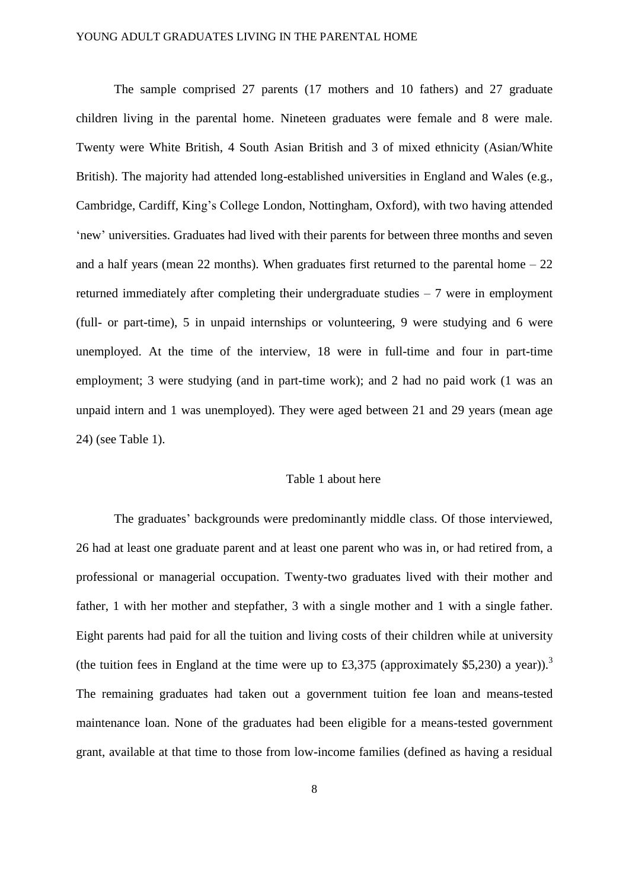The sample comprised 27 parents (17 mothers and 10 fathers) and 27 graduate children living in the parental home. Nineteen graduates were female and 8 were male. Twenty were White British, 4 South Asian British and 3 of mixed ethnicity (Asian/White British). The majority had attended long-established universities in England and Wales (e.g., Cambridge, Cardiff, King's College London, Nottingham, Oxford), with two having attended 'new' universities. Graduates had lived with their parents for between three months and seven and a half years (mean 22 months). When graduates first returned to the parental home – 22 returned immediately after completing their undergraduate studies – 7 were in employment (full- or part-time), 5 in unpaid internships or volunteering, 9 were studying and 6 were unemployed. At the time of the interview, 18 were in full-time and four in part-time employment; 3 were studying (and in part-time work); and 2 had no paid work (1 was an unpaid intern and 1 was unemployed). They were aged between 21 and 29 years (mean age 24) (see Table 1).

Table 1 about here

The graduates' backgrounds were predominantly middle class. Of those interviewed, 26 had at least one graduate parent and at least one parent who was in, or had retired from, a professional or managerial occupation. Twenty-two graduates lived with their mother and father, 1 with her mother and stepfather, 3 with a single mother and 1 with a single father. Eight parents had paid for all the tuition and living costs of their children while at university (the tuition fees in England at the time were up to £3,375 (approximately $5,230) a year)).[3] The remaining graduates had taken out a government tuition fee loan and means-tested maintenance loan. None of the graduates had been eligible for a means-tested government grant, available at that time to those from low-income families (defined as having a residual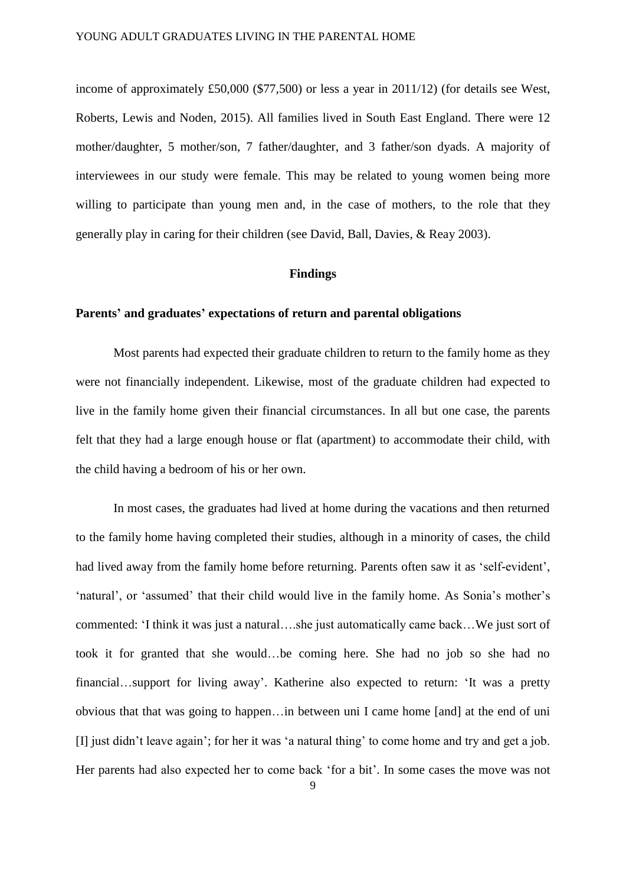income of approximately £50,000 ($77,500) or less a year in 2011/12) (for details see West, Roberts, Lewis and Noden, 2015). All families lived in South East England. There were 12 mother/daughter, 5 mother/son, 7 father/daughter, and 3 father/son dyads. A majority of interviewees in our study were female. This may be related to young women being more willing to participate than young men and, in the case of mothers, to the role that they generally play in caring for their children (see David, Ball, Davies, & Reay 2003).

## Findings

### Parents' and graduates' expectations of return and parental obligations

Most parents had expected their graduate children to return to the family home as they were not financially independent. Likewise, most of the graduate children had expected to live in the family home given their financial circumstances. In all but one case, the parents felt that they had a large enough house or flat (apartment) to accommodate their child, with the child having a bedroom of his or her own.

In most cases, the graduates had lived at home during the vacations and then returned to the family home having completed their studies, although in a minority of cases, the child had lived away from the family home before returning. Parents often saw it as 'self-evident', 'natural', or 'assumed' that their child would live in the family home. As Sonia's mother's commented: 'I think it was just a natural….she just automatically came back…We just sort of took it for granted that she would…be coming here. She had no job so she had no financial…support for living away'. Katherine also expected to return: 'It was a pretty obvious that that was going to happen…in between uni I came home [and] at the end of uni [I] just didn't leave again'; for her it was 'a natural thing' to come home and try and get a job. Her parents had also expected her to come back 'for a bit'. In some cases the move was not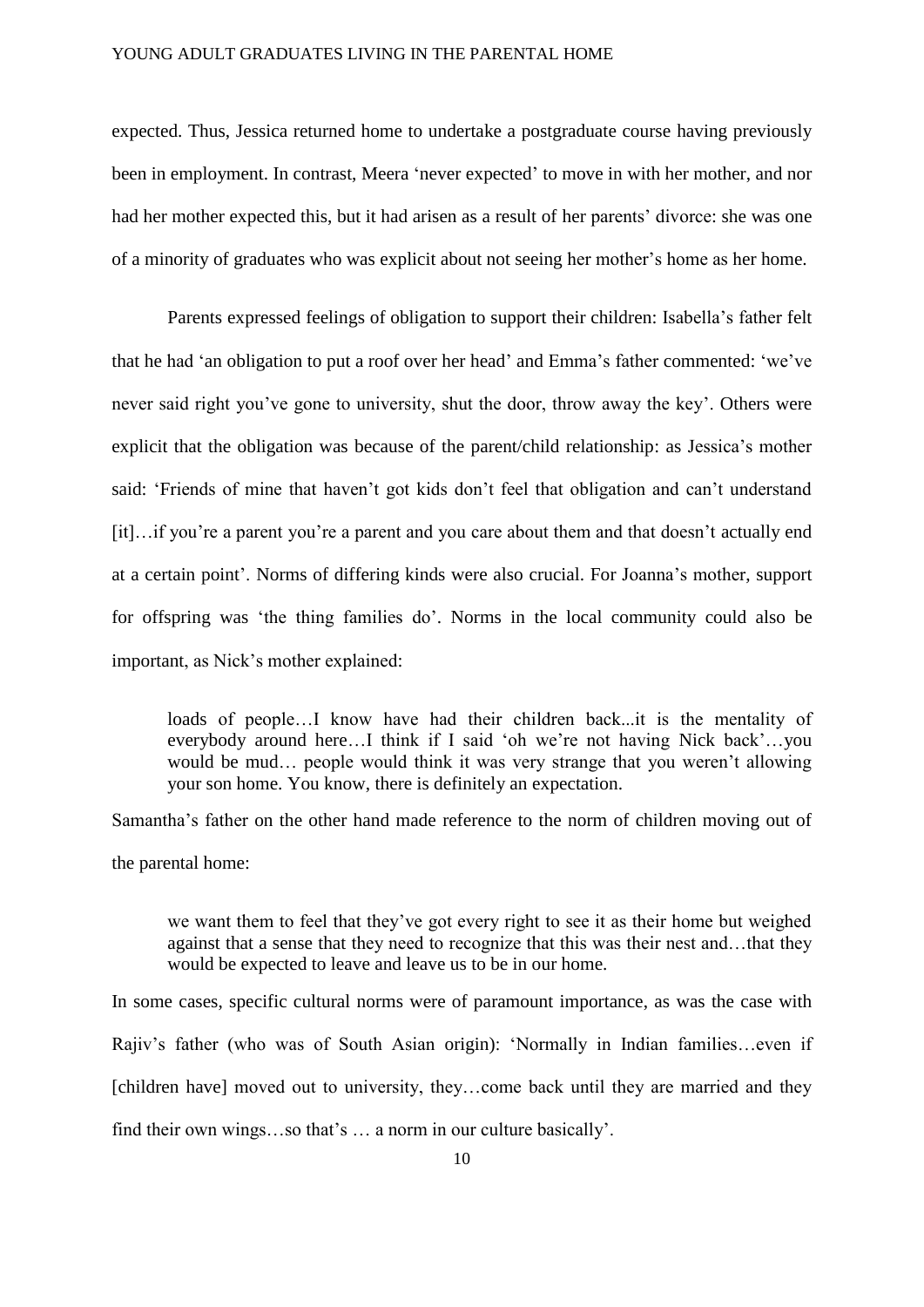expected. Thus, Jessica returned home to undertake a postgraduate course having previously been in employment. In contrast, Meera 'never expected' to move in with her mother, and nor had her mother expected this, but it had arisen as a result of her parents' divorce: she was one of a minority of graduates who was explicit about not seeing her mother's home as her home.

Parents expressed feelings of obligation to support their children: Isabella's father felt that he had 'an obligation to put a roof over her head' and Emma's father commented: 'we've never said right you've gone to university, shut the door, throw away the key'. Others were explicit that the obligation was because of the parent/child relationship: as Jessica's mother said: 'Friends of mine that haven't got kids don't feel that obligation and can't understand [it]…if you're a parent you're a parent and you care about them and that doesn't actually end at a certain point'. Norms of differing kinds were also crucial. For Joanna's mother, support for offspring was 'the thing families do'. Norms in the local community could also be important, as Nick's mother explained:

> loads of people…I know have had their children back...it is the mentality of everybody around here…I think if I said 'oh we're not having Nick back'…you would be mud… people would think it was very strange that you weren't allowing your son home. You know, there is definitely an expectation.

Samantha's father on the other hand made reference to the norm of children moving out of the parental home:

> we want them to feel that they've got every right to see it as their home but weighed against that a sense that they need to recognize that this was their nest and…that they would be expected to leave and leave us to be in our home.

In some cases, specific cultural norms were of paramount importance, as was the case with Rajiv's father (who was of South Asian origin): 'Normally in Indian families…even if [children have] moved out to university, they…come back until they are married and they find their own wings…so that's … a norm in our culture basically'.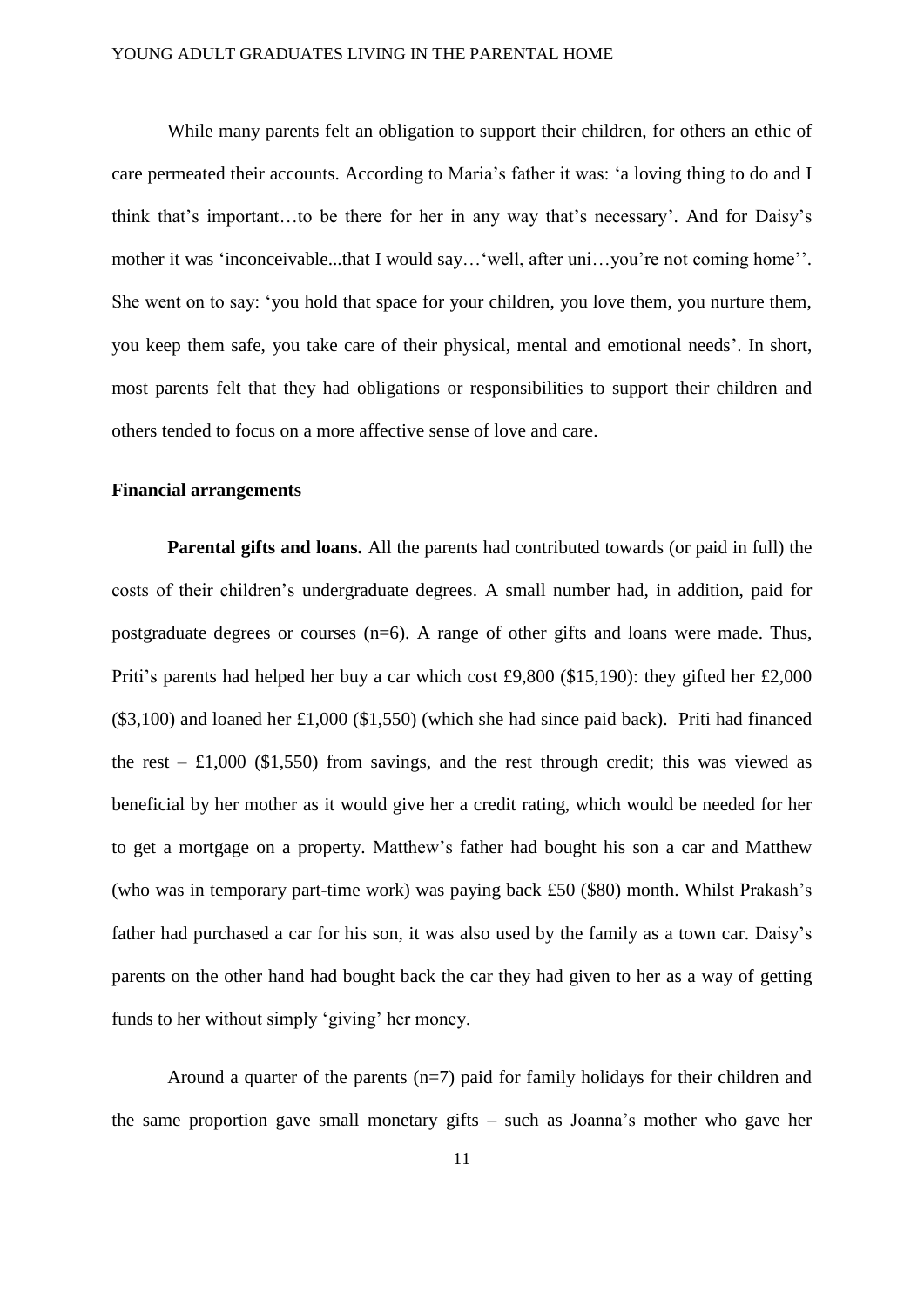While many parents felt an obligation to support their children, for others an ethic of care permeated their accounts. According to Maria's father it was: 'a loving thing to do and I think that's important…to be there for her in any way that's necessary'. And for Daisy's mother it was 'inconceivable...that I would say…'well, after uni…you're not coming home''. She went on to say: 'you hold that space for your children, you love them, you nurture them, you keep them safe, you take care of their physical, mental and emotional needs'. In short, most parents felt that they had obligations or responsibilities to support their children and others tended to focus on a more affective sense of love and care.

## Financial arrangements

**Parental gifts and loans.** All the parents had contributed towards (or paid in full) the costs of their children's undergraduate degrees. A small number had, in addition, paid for postgraduate degrees or courses (n=6). A range of other gifts and loans were made. Thus, Priti's parents had helped her buy a car which cost £9,800 ($15,190): they gifted her £2,000 ($3,100) and loaned her £1,000 ($1,550) (which she had since paid back). Priti had financed the rest – £1,000 ($1,550) from savings, and the rest through credit; this was viewed as beneficial by her mother as it would give her a credit rating, which would be needed for her to get a mortgage on a property. Matthew's father had bought his son a car and Matthew (who was in temporary part-time work) was paying back £50 ($80) month. Whilst Prakash's father had purchased a car for his son, it was also used by the family as a town car. Daisy's parents on the other hand had bought back the car they had given to her as a way of getting funds to her without simply 'giving' her money.

Around a quarter of the parents (n=7) paid for family holidays for their children and the same proportion gave small monetary gifts – such as Joanna's mother who gave her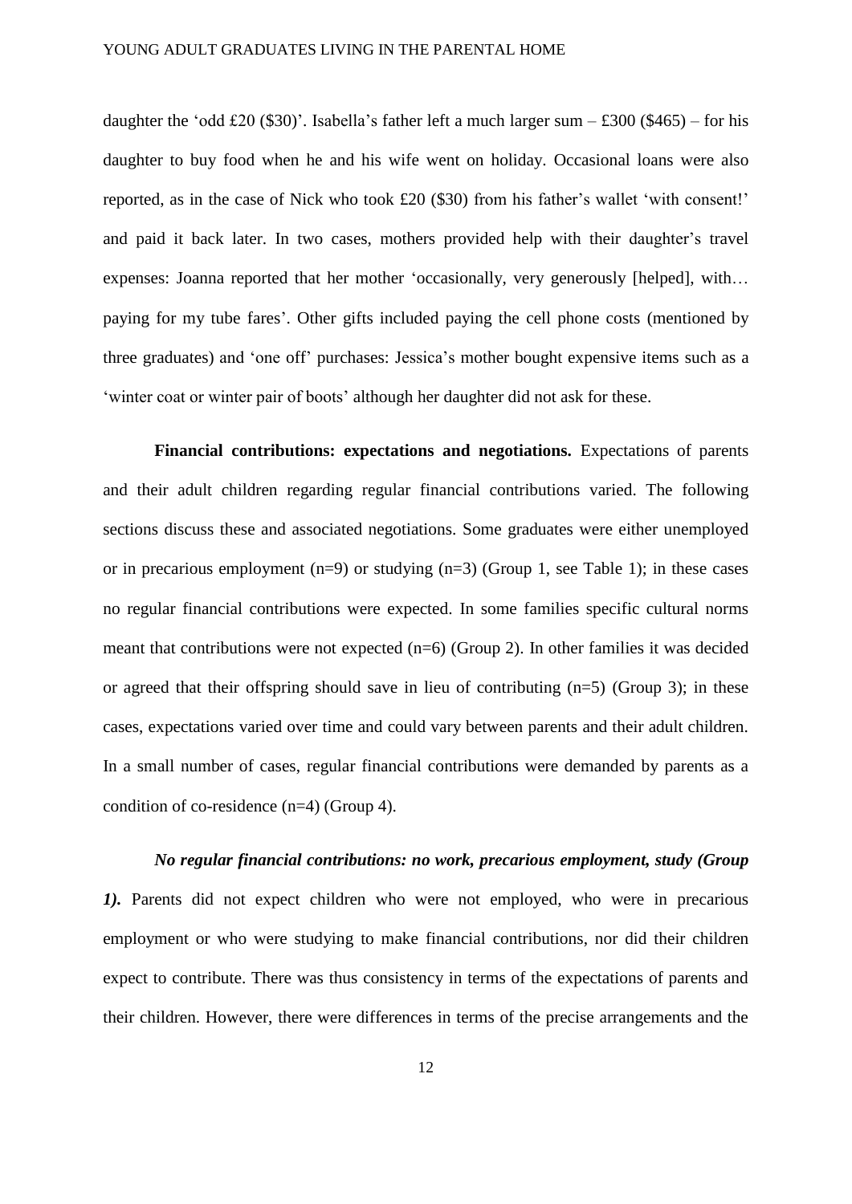daughter the 'odd £20 ($30)'. Isabella's father left a much larger sum – £300 ($465) – for his daughter to buy food when he and his wife went on holiday. Occasional loans were also reported, as in the case of Nick who took £20 ($30) from his father's wallet 'with consent!' and paid it back later. In two cases, mothers provided help with their daughter's travel expenses: Joanna reported that her mother 'occasionally, very generously [helped], with… paying for my tube fares'. Other gifts included paying the cell phone costs (mentioned by three graduates) and 'one off' purchases: Jessica's mother bought expensive items such as a 'winter coat or winter pair of boots' although her daughter did not ask for these.

**Financial contributions: expectations and negotiations.** Expectations of parents and their adult children regarding regular financial contributions varied. The following sections discuss these and associated negotiations. Some graduates were either unemployed or in precarious employment (n=9) or studying (n=3) (Group 1, see Table 1); in these cases no regular financial contributions were expected. In some families specific cultural norms meant that contributions were not expected (n=6) (Group 2). In other families it was decided or agreed that their offspring should save in lieu of contributing (n=5) (Group 3); in these cases, expectations varied over time and could vary between parents and their adult children. In a small number of cases, regular financial contributions were demanded by parents as a condition of co-residence (n=4) (Group 4).

***No regular financial contributions: no work, precarious employment, study (Group 1).*** Parents did not expect children who were not employed, who were in precarious employment or who were studying to make financial contributions, nor did their children expect to contribute. There was thus consistency in terms of the expectations of parents and their children. However, there were differences in terms of the precise arrangements and the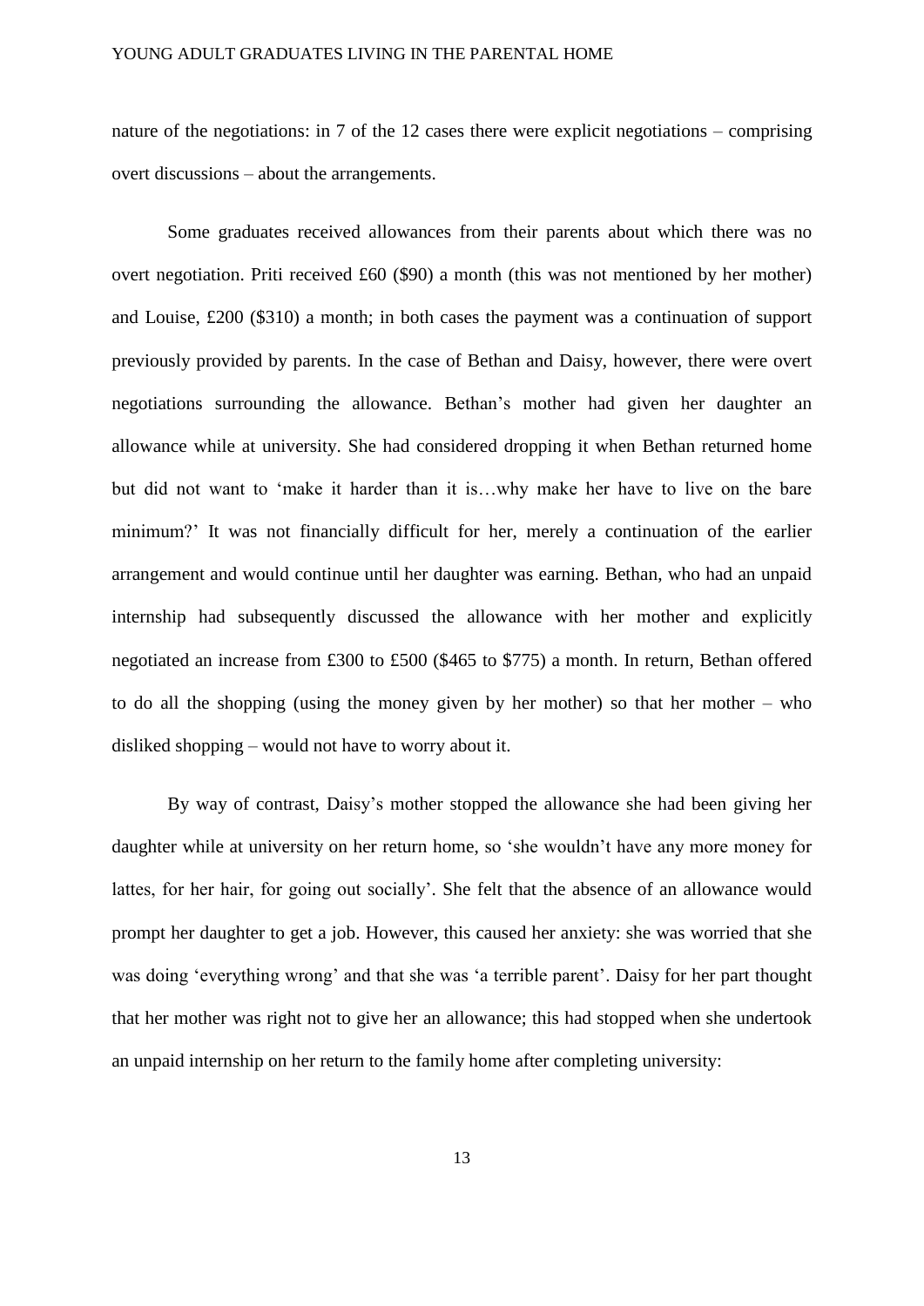nature of the negotiations: in 7 of the 12 cases there were explicit negotiations – comprising overt discussions – about the arrangements.

Some graduates received allowances from their parents about which there was no overt negotiation. Priti received £60 ($90) a month (this was not mentioned by her mother) and Louise, £200 ($310) a month; in both cases the payment was a continuation of support previously provided by parents. In the case of Bethan and Daisy, however, there were overt negotiations surrounding the allowance. Bethan's mother had given her daughter an allowance while at university. She had considered dropping it when Bethan returned home but did not want to 'make it harder than it is…why make her have to live on the bare minimum?' It was not financially difficult for her, merely a continuation of the earlier arrangement and would continue until her daughter was earning. Bethan, who had an unpaid internship had subsequently discussed the allowance with her mother and explicitly negotiated an increase from £300 to £500 ($465 to $775) a month. In return, Bethan offered to do all the shopping (using the money given by her mother) so that her mother – who disliked shopping – would not have to worry about it.

By way of contrast, Daisy's mother stopped the allowance she had been giving her daughter while at university on her return home, so 'she wouldn't have any more money for lattes, for her hair, for going out socially'. She felt that the absence of an allowance would prompt her daughter to get a job. However, this caused her anxiety: she was worried that she was doing 'everything wrong' and that she was 'a terrible parent'. Daisy for her part thought that her mother was right not to give her an allowance; this had stopped when she undertook an unpaid internship on her return to the family home after completing university: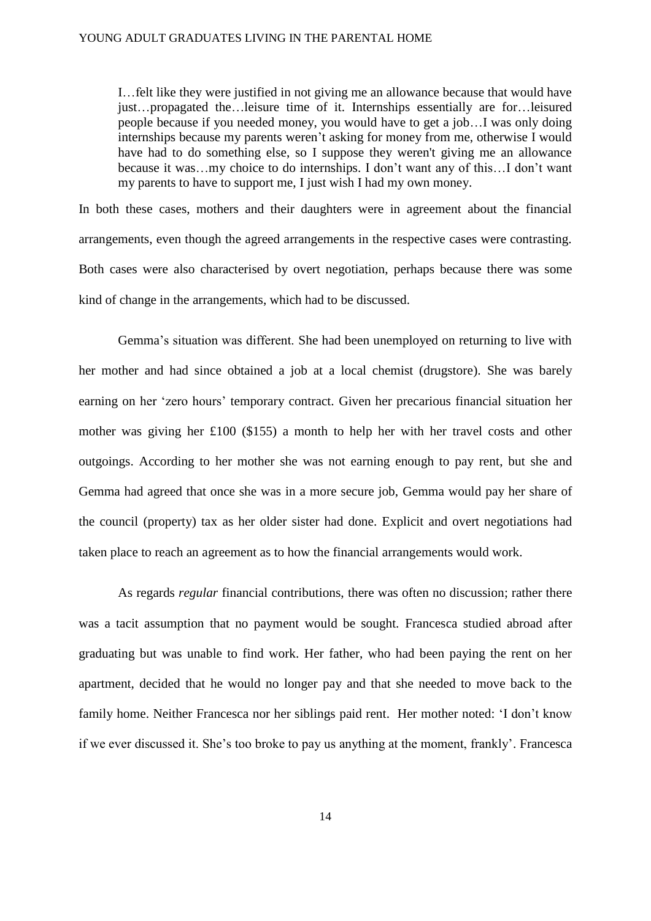> I…felt like they were justified in not giving me an allowance because that would have just…propagated the…leisure time of it. Internships essentially are for…leisured people because if you needed money, you would have to get a job…I was only doing internships because my parents weren't asking for money from me, otherwise I would have had to do something else, so I suppose they weren't giving me an allowance because it was…my choice to do internships. I don't want any of this…I don't want my parents to have to support me, I just wish I had my own money.

In both these cases, mothers and their daughters were in agreement about the financial arrangements, even though the agreed arrangements in the respective cases were contrasting. Both cases were also characterised by overt negotiation, perhaps because there was some kind of change in the arrangements, which had to be discussed.

Gemma's situation was different. She had been unemployed on returning to live with her mother and had since obtained a job at a local chemist (drugstore). She was barely earning on her 'zero hours' temporary contract. Given her precarious financial situation her mother was giving her £100 ($155) a month to help her with her travel costs and other outgoings. According to her mother she was not earning enough to pay rent, but she and Gemma had agreed that once she was in a more secure job, Gemma would pay her share of the council (property) tax as her older sister had done. Explicit and overt negotiations had taken place to reach an agreement as to how the financial arrangements would work.

As regards *regular* financial contributions, there was often no discussion; rather there was a tacit assumption that no payment would be sought. Francesca studied abroad after graduating but was unable to find work. Her father, who had been paying the rent on her apartment, decided that he would no longer pay and that she needed to move back to the family home. Neither Francesca nor her siblings paid rent. Her mother noted: 'I don't know if we ever discussed it. She's too broke to pay us anything at the moment, frankly'. Francesca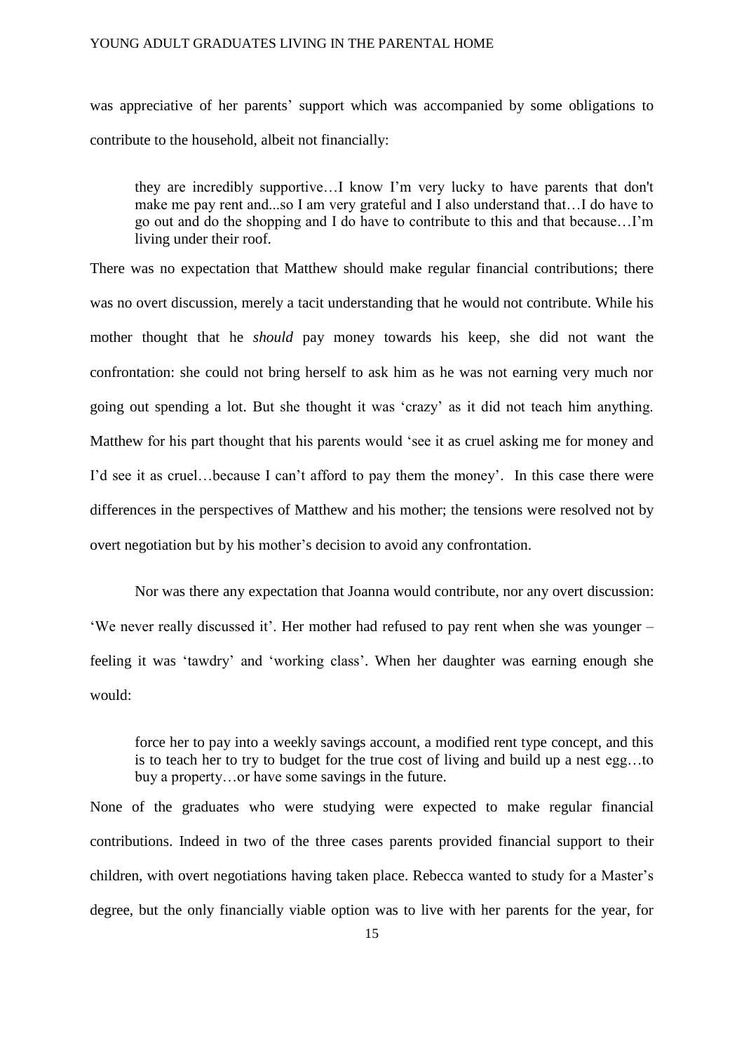was appreciative of her parents' support which was accompanied by some obligations to contribute to the household, albeit not financially:

> they are incredibly supportive…I know I'm very lucky to have parents that don't make me pay rent and...so I am very grateful and I also understand that…I do have to go out and do the shopping and I do have to contribute to this and that because…I'm living under their roof.

There was no expectation that Matthew should make regular financial contributions; there was no overt discussion, merely a tacit understanding that he would not contribute. While his mother thought that he *should* pay money towards his keep, she did not want the confrontation: she could not bring herself to ask him as he was not earning very much nor going out spending a lot. But she thought it was 'crazy' as it did not teach him anything. Matthew for his part thought that his parents would 'see it as cruel asking me for money and I'd see it as cruel…because I can't afford to pay them the money'. In this case there were differences in the perspectives of Matthew and his mother; the tensions were resolved not by overt negotiation but by his mother's decision to avoid any confrontation.

Nor was there any expectation that Joanna would contribute, nor any overt discussion: 'We never really discussed it'. Her mother had refused to pay rent when she was younger – feeling it was 'tawdry' and 'working class'. When her daughter was earning enough she would:

> force her to pay into a weekly savings account, a modified rent type concept, and this is to teach her to try to budget for the true cost of living and build up a nest egg…to buy a property…or have some savings in the future.

None of the graduates who were studying were expected to make regular financial contributions. Indeed in two of the three cases parents provided financial support to their children, with overt negotiations having taken place. Rebecca wanted to study for a Master's degree, but the only financially viable option was to live with her parents for the year, for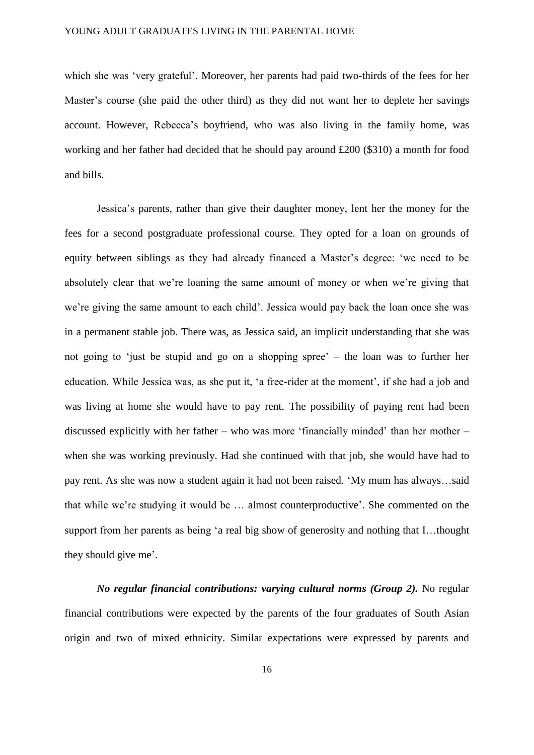which she was 'very grateful'. Moreover, her parents had paid two-thirds of the fees for her Master's course (she paid the other third) as they did not want her to deplete her savings account. However, Rebecca's boyfriend, who was also living in the family home, was working and her father had decided that he should pay around £200 ($310) a month for food and bills.

Jessica's parents, rather than give their daughter money, lent her the money for the fees for a second postgraduate professional course. They opted for a loan on grounds of equity between siblings as they had already financed a Master's degree: 'we need to be absolutely clear that we're loaning the same amount of money or when we're giving that we're giving the same amount to each child'. Jessica would pay back the loan once she was in a permanent stable job. There was, as Jessica said, an implicit understanding that she was not going to 'just be stupid and go on a shopping spree' – the loan was to further her education. While Jessica was, as she put it, 'a free-rider at the moment', if she had a job and was living at home she would have to pay rent. The possibility of paying rent had been discussed explicitly with her father – who was more 'financially minded' than her mother – when she was working previously. Had she continued with that job, she would have had to pay rent. As she was now a student again it had not been raised. 'My mum has always…said that while we're studying it would be … almost counterproductive'. She commented on the support from her parents as being 'a real big show of generosity and nothing that I…thought they should give me'.

***No regular financial contributions: varying cultural norms (Group 2).*** No regular financial contributions were expected by the parents of the four graduates of South Asian origin and two of mixed ethnicity. Similar expectations were expressed by parents and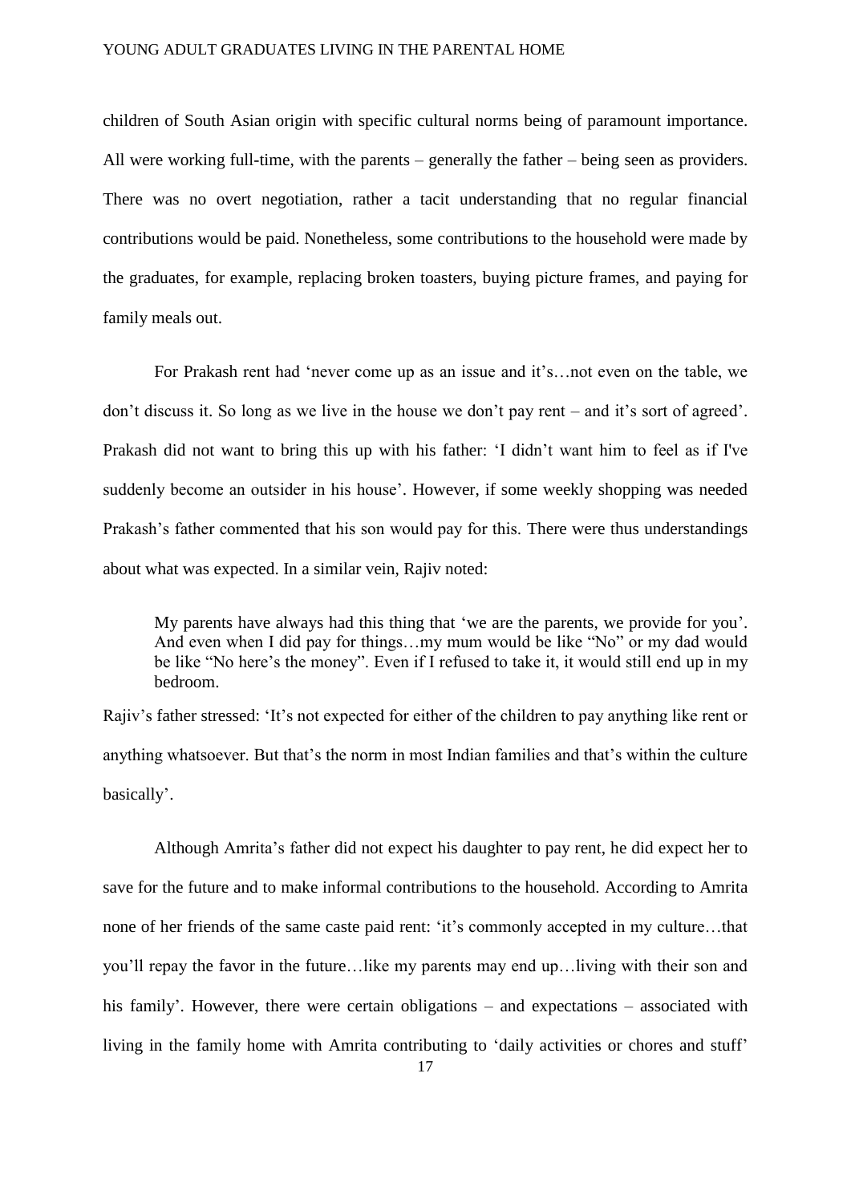children of South Asian origin with specific cultural norms being of paramount importance. All were working full-time, with the parents – generally the father – being seen as providers. There was no overt negotiation, rather a tacit understanding that no regular financial contributions would be paid. Nonetheless, some contributions to the household were made by the graduates, for example, replacing broken toasters, buying picture frames, and paying for family meals out.

For Prakash rent had 'never come up as an issue and it's…not even on the table, we don't discuss it. So long as we live in the house we don't pay rent – and it's sort of agreed'. Prakash did not want to bring this up with his father: 'I didn't want him to feel as if I've suddenly become an outsider in his house'. However, if some weekly shopping was needed Prakash's father commented that his son would pay for this. There were thus understandings about what was expected. In a similar vein, Rajiv noted:

> My parents have always had this thing that 'we are the parents, we provide for you'. And even when I did pay for things…my mum would be like "No" or my dad would be like "No here's the money". Even if I refused to take it, it would still end up in my bedroom.

Rajiv's father stressed: 'It's not expected for either of the children to pay anything like rent or anything whatsoever. But that's the norm in most Indian families and that's within the culture basically'.

Although Amrita's father did not expect his daughter to pay rent, he did expect her to save for the future and to make informal contributions to the household. According to Amrita none of her friends of the same caste paid rent: 'it's commonly accepted in my culture…that you'll repay the favor in the future…like my parents may end up…living with their son and his family'. However, there were certain obligations – and expectations – associated with living in the family home with Amrita contributing to 'daily activities or chores and stuff'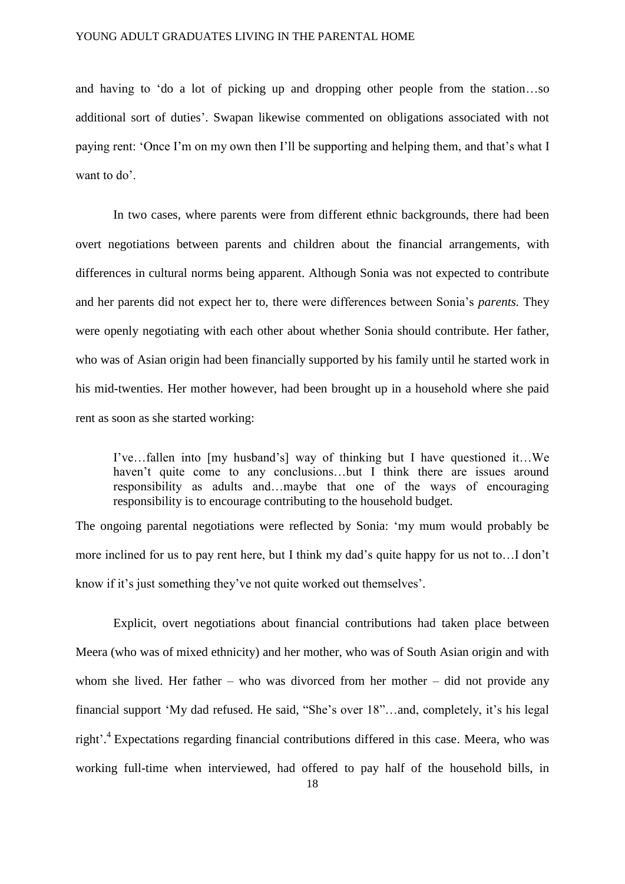and having to 'do a lot of picking up and dropping other people from the station…so additional sort of duties'. Swapan likewise commented on obligations associated with not paying rent: 'Once I'm on my own then I'll be supporting and helping them, and that's what I want to do'.

In two cases, where parents were from different ethnic backgrounds, there had been overt negotiations between parents and children about the financial arrangements, with differences in cultural norms being apparent. Although Sonia was not expected to contribute and her parents did not expect her to, there were differences between Sonia's *parents.* They were openly negotiating with each other about whether Sonia should contribute. Her father, who was of Asian origin had been financially supported by his family until he started work in his mid-twenties. Her mother however, had been brought up in a household where she paid rent as soon as she started working:

> I've…fallen into [my husband's] way of thinking but I have questioned it…We haven't quite come to any conclusions…but I think there are issues around responsibility as adults and…maybe that one of the ways of encouraging responsibility is to encourage contributing to the household budget.

The ongoing parental negotiations were reflected by Sonia: 'my mum would probably be more inclined for us to pay rent here, but I think my dad's quite happy for us not to…I don't know if it's just something they've not quite worked out themselves'.

Explicit, overt negotiations about financial contributions had taken place between Meera (who was of mixed ethnicity) and her mother, who was of South Asian origin and with whom she lived. Her father – who was divorced from her mother – did not provide any financial support 'My dad refused. He said, "She's over 18"…and, completely, it's his legal right'.[4] Expectations regarding financial contributions differed in this case. Meera, who was working full-time when interviewed, had offered to pay half of the household bills, in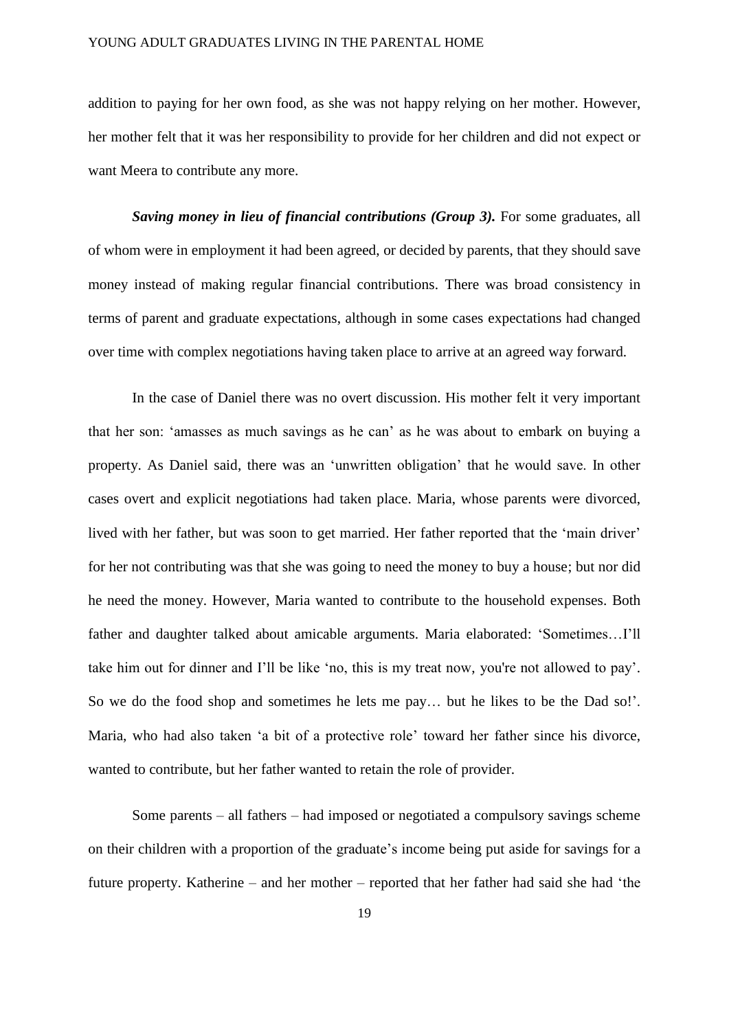addition to paying for her own food, as she was not happy relying on her mother. However, her mother felt that it was her responsibility to provide for her children and did not expect or want Meera to contribute any more.

***Saving money in lieu of financial contributions (Group 3).*** For some graduates, all of whom were in employment it had been agreed, or decided by parents, that they should save money instead of making regular financial contributions. There was broad consistency in terms of parent and graduate expectations, although in some cases expectations had changed over time with complex negotiations having taken place to arrive at an agreed way forward.

In the case of Daniel there was no overt discussion. His mother felt it very important that her son: 'amasses as much savings as he can' as he was about to embark on buying a property. As Daniel said, there was an 'unwritten obligation' that he would save. In other cases overt and explicit negotiations had taken place. Maria, whose parents were divorced, lived with her father, but was soon to get married. Her father reported that the 'main driver' for her not contributing was that she was going to need the money to buy a house; but nor did he need the money. However, Maria wanted to contribute to the household expenses. Both father and daughter talked about amicable arguments. Maria elaborated: 'Sometimes…I'll take him out for dinner and I'll be like 'no, this is my treat now, you're not allowed to pay'. So we do the food shop and sometimes he lets me pay… but he likes to be the Dad so!'. Maria, who had also taken 'a bit of a protective role' toward her father since his divorce, wanted to contribute, but her father wanted to retain the role of provider.

Some parents – all fathers – had imposed or negotiated a compulsory savings scheme on their children with a proportion of the graduate's income being put aside for savings for a future property. Katherine – and her mother – reported that her father had said she had 'the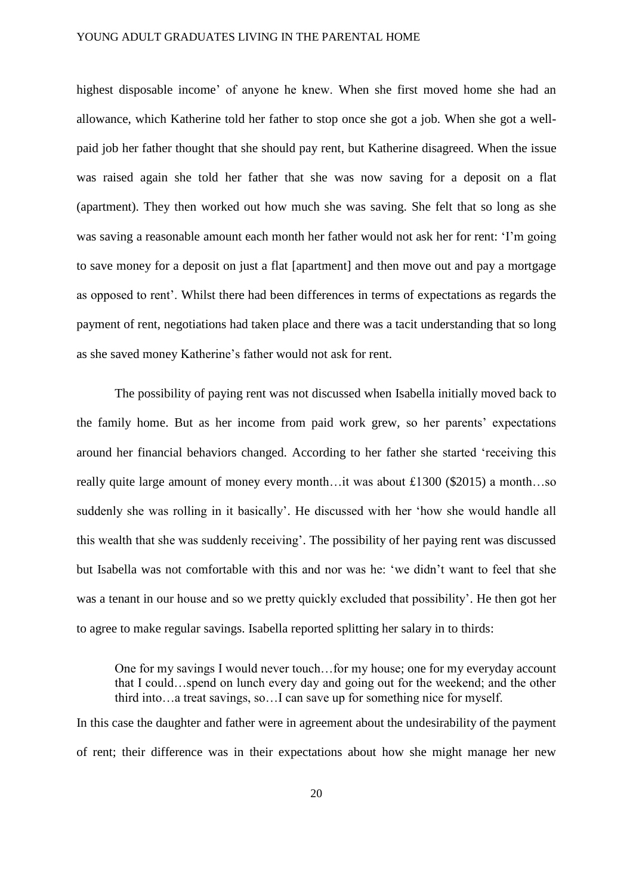highest disposable income' of anyone he knew. When she first moved home she had an allowance, which Katherine told her father to stop once she got a job. When she got a well-paid job her father thought that she should pay rent, but Katherine disagreed. When the issue was raised again she told her father that she was now saving for a deposit on a flat (apartment). They then worked out how much she was saving. She felt that so long as she was saving a reasonable amount each month her father would not ask her for rent: 'I'm going to save money for a deposit on just a flat [apartment] and then move out and pay a mortgage as opposed to rent'. Whilst there had been differences in terms of expectations as regards the payment of rent, negotiations had taken place and there was a tacit understanding that so long as she saved money Katherine's father would not ask for rent.

The possibility of paying rent was not discussed when Isabella initially moved back to the family home. But as her income from paid work grew, so her parents' expectations around her financial behaviors changed. According to her father she started 'receiving this really quite large amount of money every month…it was about £1300 ($2015) a month…so suddenly she was rolling in it basically'. He discussed with her 'how she would handle all this wealth that she was suddenly receiving'. The possibility of her paying rent was discussed but Isabella was not comfortable with this and nor was he: 'we didn't want to feel that she was a tenant in our house and so we pretty quickly excluded that possibility'. He then got her to agree to make regular savings. Isabella reported splitting her salary in to thirds:

> One for my savings I would never touch…for my house; one for my everyday account that I could…spend on lunch every day and going out for the weekend; and the other third into…a treat savings, so…I can save up for something nice for myself.

In this case the daughter and father were in agreement about the undesirability of the payment of rent; their difference was in their expectations about how she might manage her new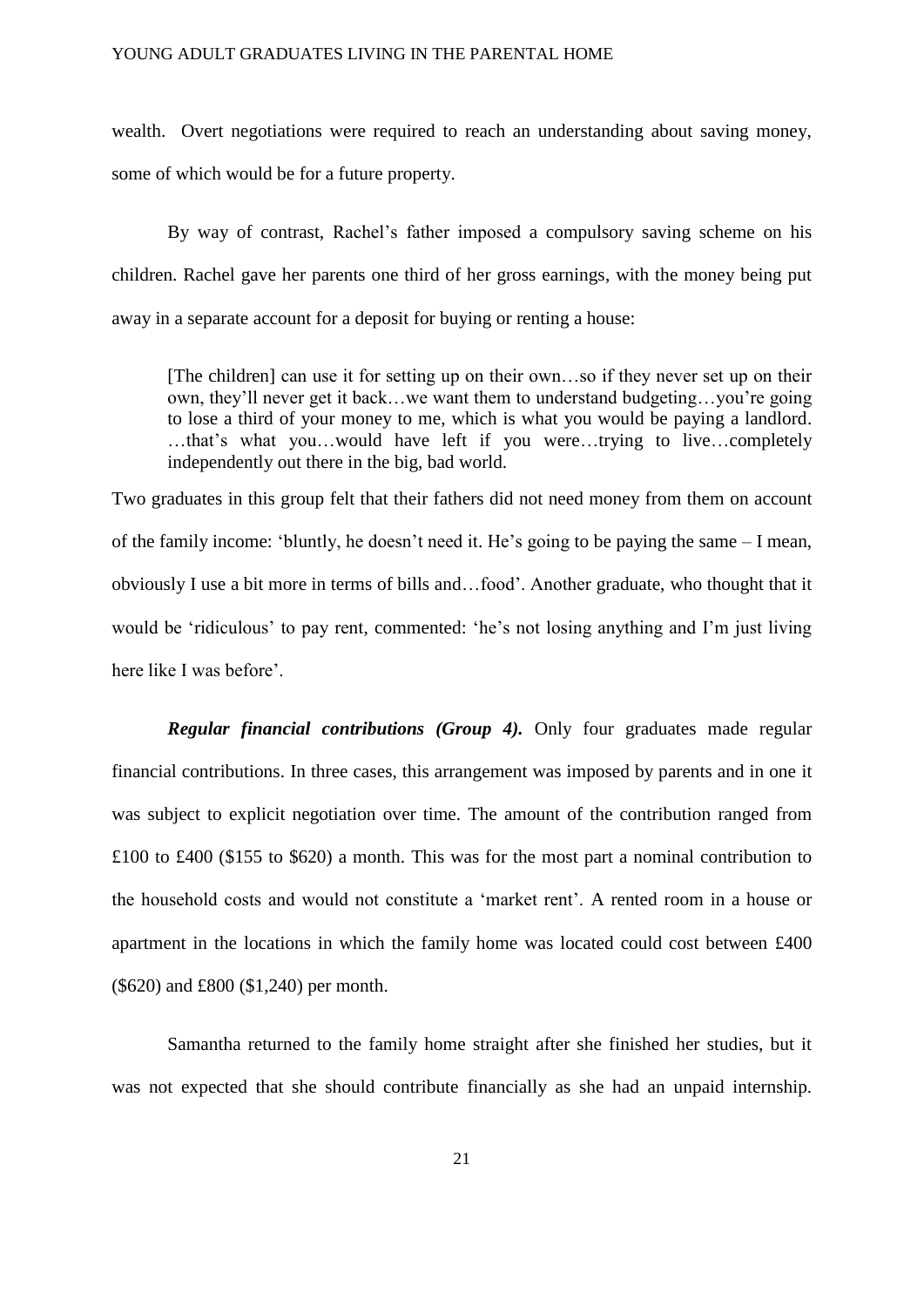wealth. Overt negotiations were required to reach an understanding about saving money, some of which would be for a future property.

By way of contrast, Rachel's father imposed a compulsory saving scheme on his children. Rachel gave her parents one third of her gross earnings, with the money being put away in a separate account for a deposit for buying or renting a house:

> [The children] can use it for setting up on their own…so if they never set up on their own, they'll never get it back…we want them to understand budgeting…you're going to lose a third of your money to me, which is what you would be paying a landlord. …that's what you…would have left if you were…trying to live…completely independently out there in the big, bad world.

Two graduates in this group felt that their fathers did not need money from them on account of the family income: 'bluntly, he doesn't need it. He's going to be paying the same – I mean, obviously I use a bit more in terms of bills and…food'. Another graduate, who thought that it would be 'ridiculous' to pay rent, commented: 'he's not losing anything and I'm just living here like I was before'.

***Regular financial contributions (Group 4).*** Only four graduates made regular financial contributions. In three cases, this arrangement was imposed by parents and in one it was subject to explicit negotiation over time. The amount of the contribution ranged from £100 to £400 ($155 to $620) a month. This was for the most part a nominal contribution to the household costs and would not constitute a 'market rent'. A rented room in a house or apartment in the locations in which the family home was located could cost between £400 ($620) and £800 ($1,240) per month.

Samantha returned to the family home straight after she finished her studies, but it was not expected that she should contribute financially as she had an unpaid internship.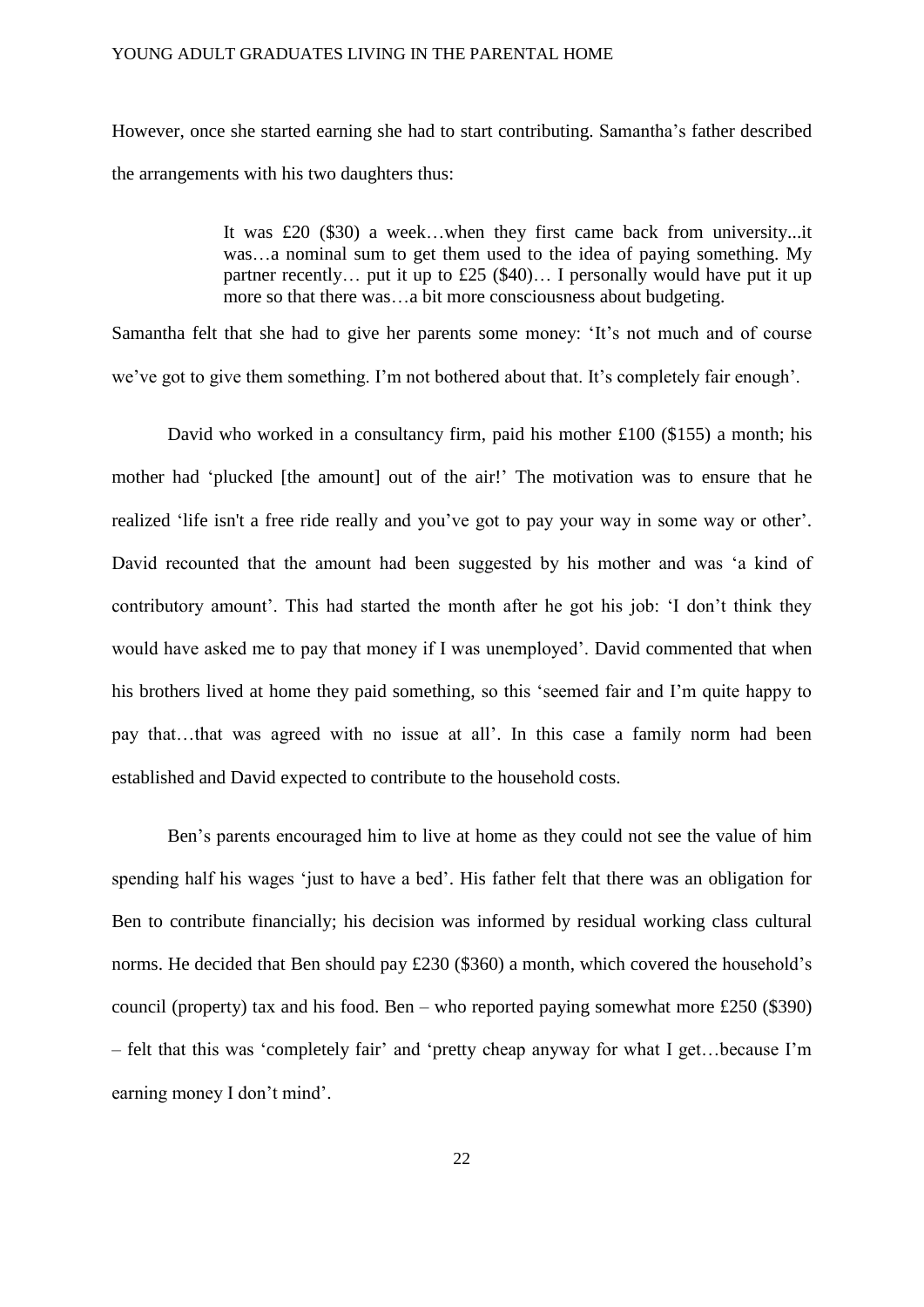However, once she started earning she had to start contributing. Samantha's father described the arrangements with his two daughters thus:

> It was £20 ($30) a week…when they first came back from university...it was…a nominal sum to get them used to the idea of paying something. My partner recently… put it up to £25 ($40)… I personally would have put it up more so that there was…a bit more consciousness about budgeting.

Samantha felt that she had to give her parents some money: 'It's not much and of course we've got to give them something. I'm not bothered about that. It's completely fair enough'.

David who worked in a consultancy firm, paid his mother £100 ($155) a month; his mother had 'plucked [the amount] out of the air!' The motivation was to ensure that he realized 'life isn't a free ride really and you've got to pay your way in some way or other'. David recounted that the amount had been suggested by his mother and was 'a kind of contributory amount'. This had started the month after he got his job: 'I don't think they would have asked me to pay that money if I was unemployed'. David commented that when his brothers lived at home they paid something, so this 'seemed fair and I'm quite happy to pay that…that was agreed with no issue at all'. In this case a family norm had been established and David expected to contribute to the household costs.

Ben's parents encouraged him to live at home as they could not see the value of him spending half his wages 'just to have a bed'. His father felt that there was an obligation for Ben to contribute financially; his decision was informed by residual working class cultural norms. He decided that Ben should pay £230 ($360) a month, which covered the household's council (property) tax and his food. Ben – who reported paying somewhat more £250 ($390) – felt that this was 'completely fair' and 'pretty cheap anyway for what I get…because I'm earning money I don't mind'.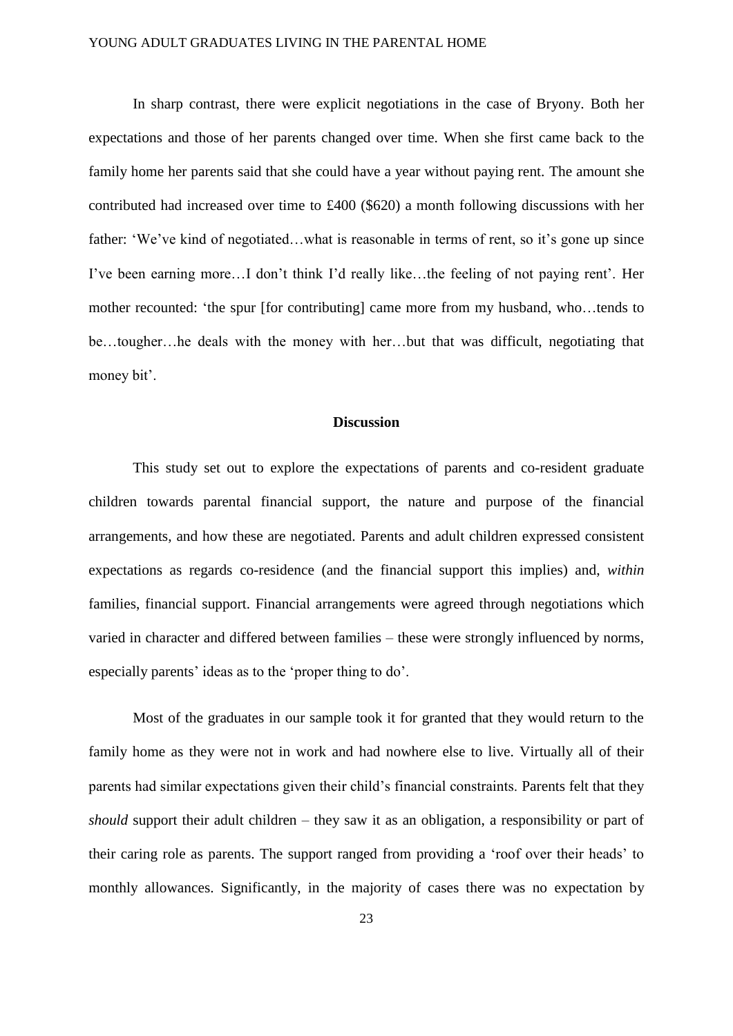In sharp contrast, there were explicit negotiations in the case of Bryony. Both her expectations and those of her parents changed over time. When she first came back to the family home her parents said that she could have a year without paying rent. The amount she contributed had increased over time to £400 ($620) a month following discussions with her father: 'We've kind of negotiated…what is reasonable in terms of rent, so it's gone up since I've been earning more…I don't think I'd really like…the feeling of not paying rent'. Her mother recounted: 'the spur [for contributing] came more from my husband, who…tends to be…tougher…he deals with the money with her…but that was difficult, negotiating that money bit'.

## Discussion

This study set out to explore the expectations of parents and co-resident graduate children towards parental financial support, the nature and purpose of the financial arrangements, and how these are negotiated. Parents and adult children expressed consistent expectations as regards co-residence (and the financial support this implies) and, *within* families, financial support. Financial arrangements were agreed through negotiations which varied in character and differed between families – these were strongly influenced by norms, especially parents' ideas as to the 'proper thing to do'.

Most of the graduates in our sample took it for granted that they would return to the family home as they were not in work and had nowhere else to live. Virtually all of their parents had similar expectations given their child's financial constraints. Parents felt that they *should* support their adult children – they saw it as an obligation, a responsibility or part of their caring role as parents. The support ranged from providing a 'roof over their heads' to monthly allowances. Significantly, in the majority of cases there was no expectation by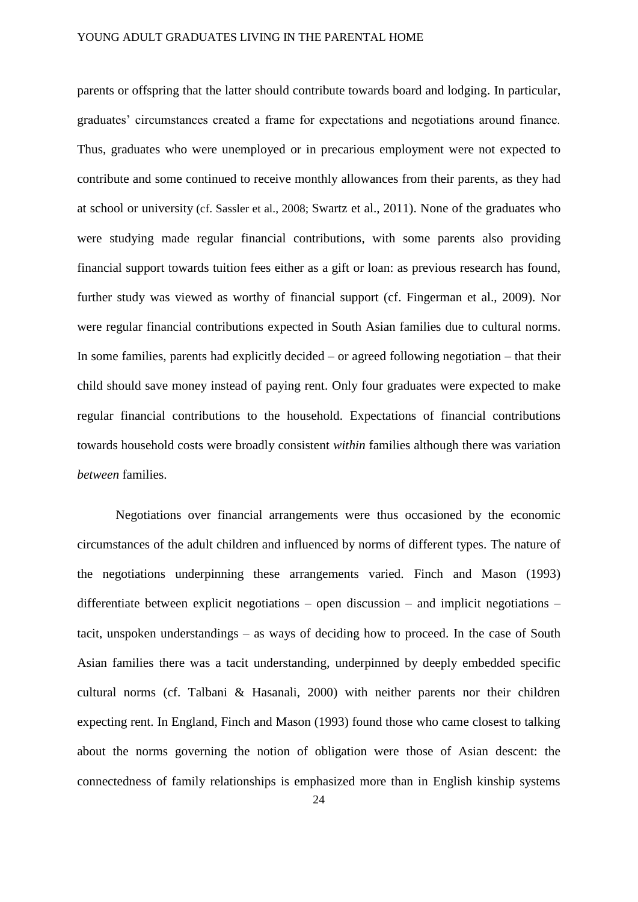parents or offspring that the latter should contribute towards board and lodging. In particular, graduates' circumstances created a frame for expectations and negotiations around finance. Thus, graduates who were unemployed or in precarious employment were not expected to contribute and some continued to receive monthly allowances from their parents, as they had at school or university (cf. Sassler et al., 2008; Swartz et al., 2011). None of the graduates who were studying made regular financial contributions, with some parents also providing financial support towards tuition fees either as a gift or loan: as previous research has found, further study was viewed as worthy of financial support (cf. Fingerman et al., 2009). Nor were regular financial contributions expected in South Asian families due to cultural norms. In some families, parents had explicitly decided – or agreed following negotiation – that their child should save money instead of paying rent. Only four graduates were expected to make regular financial contributions to the household. Expectations of financial contributions towards household costs were broadly consistent *within* families although there was variation *between* families.

Negotiations over financial arrangements were thus occasioned by the economic circumstances of the adult children and influenced by norms of different types. The nature of the negotiations underpinning these arrangements varied. Finch and Mason (1993) differentiate between explicit negotiations – open discussion – and implicit negotiations – tacit, unspoken understandings – as ways of deciding how to proceed. In the case of South Asian families there was a tacit understanding, underpinned by deeply embedded specific cultural norms (cf. Talbani & Hasanali, 2000) with neither parents nor their children expecting rent. In England, Finch and Mason (1993) found those who came closest to talking about the norms governing the notion of obligation were those of Asian descent: the connectedness of family relationships is emphasized more than in English kinship systems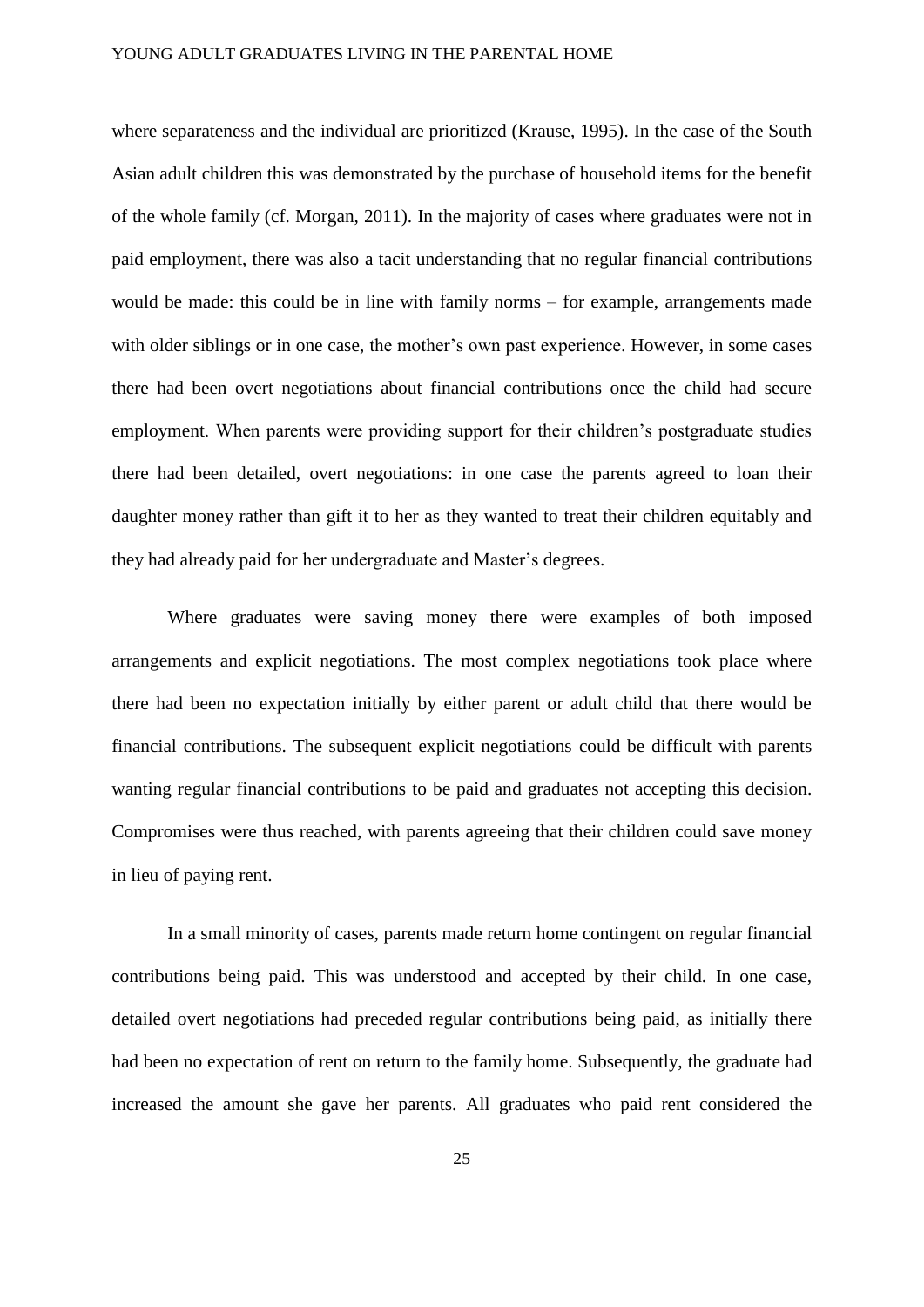where separateness and the individual are prioritized (Krause, 1995). In the case of the South Asian adult children this was demonstrated by the purchase of household items for the benefit of the whole family (cf. Morgan, 2011). In the majority of cases where graduates were not in paid employment, there was also a tacit understanding that no regular financial contributions would be made: this could be in line with family norms – for example, arrangements made with older siblings or in one case, the mother's own past experience. However, in some cases there had been overt negotiations about financial contributions once the child had secure employment. When parents were providing support for their children's postgraduate studies there had been detailed, overt negotiations: in one case the parents agreed to loan their daughter money rather than gift it to her as they wanted to treat their children equitably and they had already paid for her undergraduate and Master's degrees.

Where graduates were saving money there were examples of both imposed arrangements and explicit negotiations. The most complex negotiations took place where there had been no expectation initially by either parent or adult child that there would be financial contributions. The subsequent explicit negotiations could be difficult with parents wanting regular financial contributions to be paid and graduates not accepting this decision. Compromises were thus reached, with parents agreeing that their children could save money in lieu of paying rent.

In a small minority of cases, parents made return home contingent on regular financial contributions being paid. This was understood and accepted by their child. In one case, detailed overt negotiations had preceded regular contributions being paid, as initially there had been no expectation of rent on return to the family home. Subsequently, the graduate had increased the amount she gave her parents. All graduates who paid rent considered the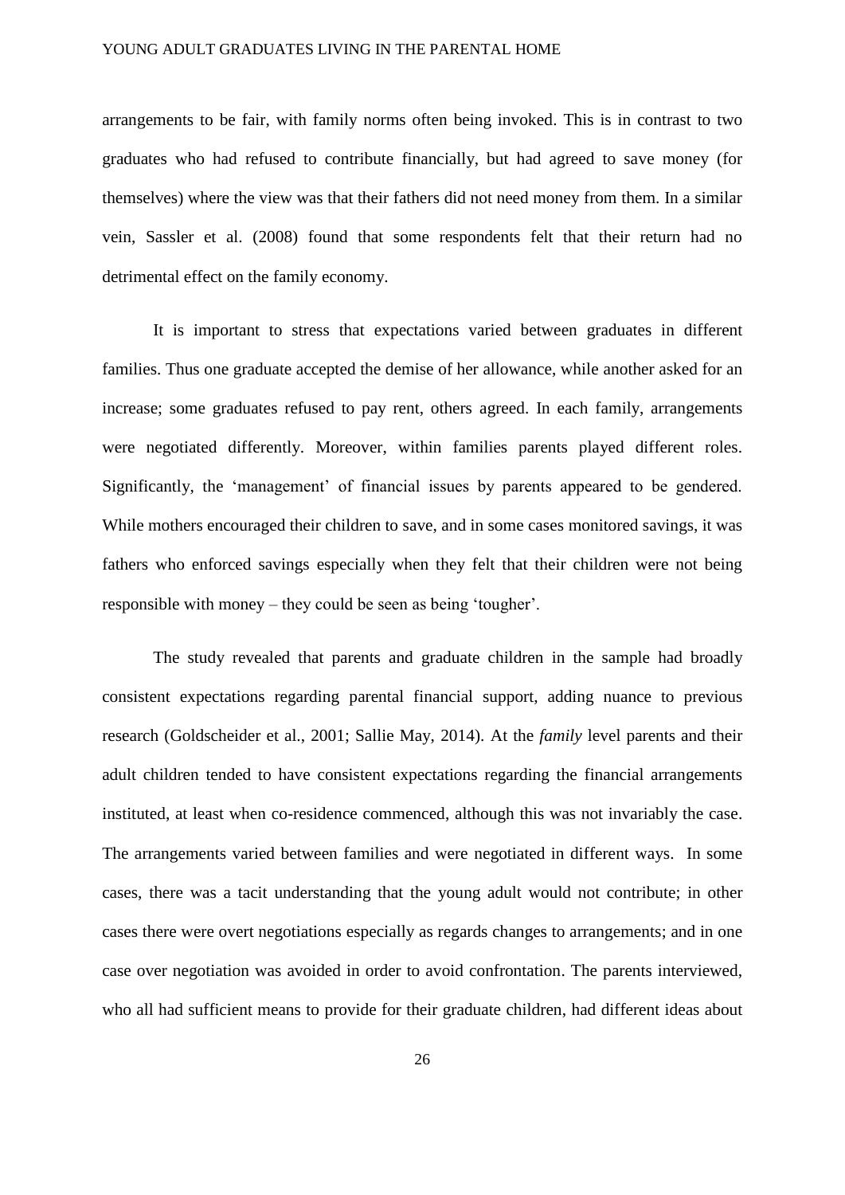arrangements to be fair, with family norms often being invoked. This is in contrast to two graduates who had refused to contribute financially, but had agreed to save money (for themselves) where the view was that their fathers did not need money from them. In a similar vein, Sassler et al. (2008) found that some respondents felt that their return had no detrimental effect on the family economy.

It is important to stress that expectations varied between graduates in different families. Thus one graduate accepted the demise of her allowance, while another asked for an increase; some graduates refused to pay rent, others agreed. In each family, arrangements were negotiated differently. Moreover, within families parents played different roles. Significantly, the 'management' of financial issues by parents appeared to be gendered. While mothers encouraged their children to save, and in some cases monitored savings, it was fathers who enforced savings especially when they felt that their children were not being responsible with money – they could be seen as being 'tougher'.

The study revealed that parents and graduate children in the sample had broadly consistent expectations regarding parental financial support, adding nuance to previous research (Goldscheider et al., 2001; Sallie May, 2014). At the *family* level parents and their adult children tended to have consistent expectations regarding the financial arrangements instituted, at least when co-residence commenced, although this was not invariably the case. The arrangements varied between families and were negotiated in different ways. In some cases, there was a tacit understanding that the young adult would not contribute; in other cases there were overt negotiations especially as regards changes to arrangements; and in one case over negotiation was avoided in order to avoid confrontation. The parents interviewed, who all had sufficient means to provide for their graduate children, had different ideas about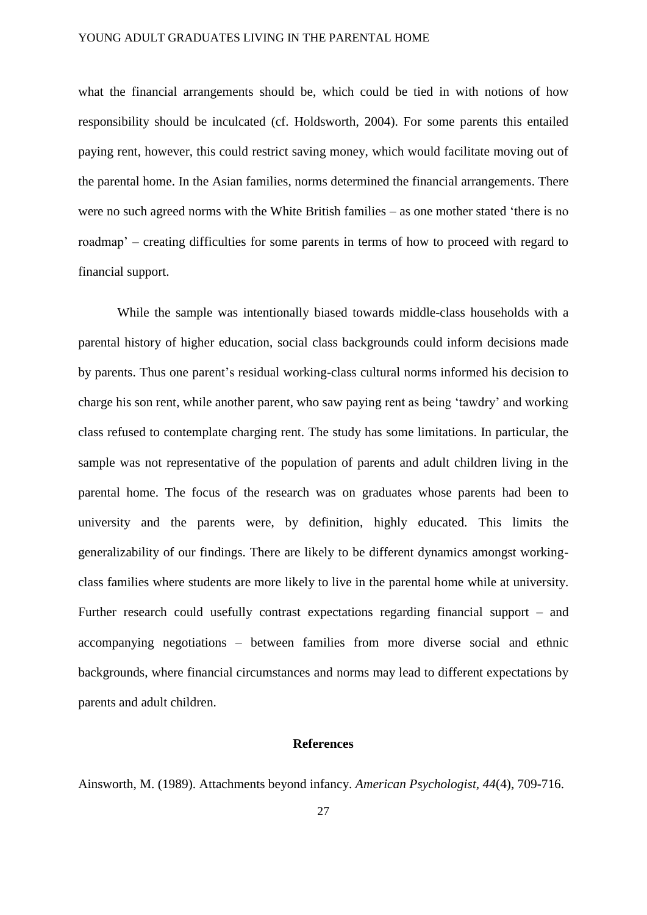what the financial arrangements should be, which could be tied in with notions of how responsibility should be inculcated (cf. Holdsworth, 2004). For some parents this entailed paying rent, however, this could restrict saving money, which would facilitate moving out of the parental home. In the Asian families, norms determined the financial arrangements. There were no such agreed norms with the White British families – as one mother stated 'there is no roadmap' – creating difficulties for some parents in terms of how to proceed with regard to financial support.

While the sample was intentionally biased towards middle-class households with a parental history of higher education, social class backgrounds could inform decisions made by parents. Thus one parent's residual working-class cultural norms informed his decision to charge his son rent, while another parent, who saw paying rent as being 'tawdry' and working class refused to contemplate charging rent. The study has some limitations. In particular, the sample was not representative of the population of parents and adult children living in the parental home. The focus of the research was on graduates whose parents had been to university and the parents were, by definition, highly educated. This limits the generalizability of our findings. There are likely to be different dynamics amongst working-class families where students are more likely to live in the parental home while at university. Further research could usefully contrast expectations regarding financial support – and accompanying negotiations – between families from more diverse social and ethnic backgrounds, where financial circumstances and norms may lead to different expectations by parents and adult children.

## References

Ainsworth, M. (1989). Attachments beyond infancy. *American Psychologist, 44*(4), 709-716.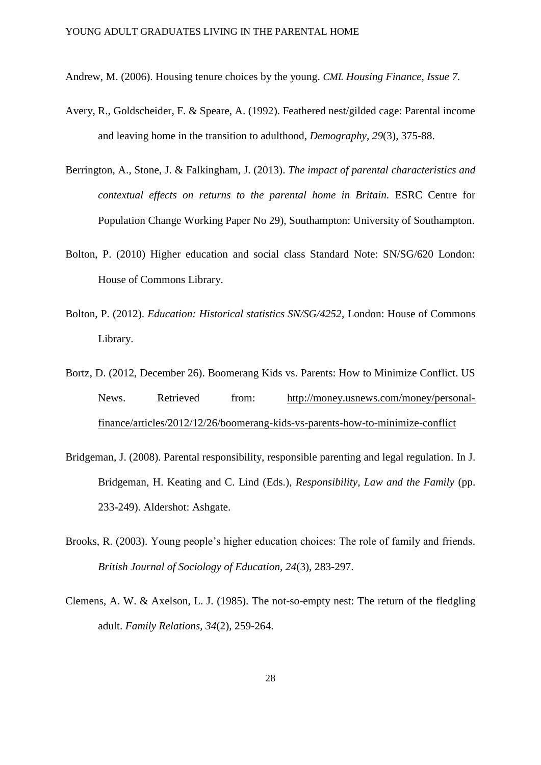Andrew, M. (2006). Housing tenure choices by the young. *CML Housing Finance, Issue 7.*

Avery, R., Goldscheider, F. & Speare, A. (1992). Feathered nest/gilded cage: Parental income and leaving home in the transition to adulthood, *Demography*, *29*(3), 375-88.

Berrington, A., Stone, J. & Falkingham, J. (2013). *The impact of parental characteristics and contextual effects on returns to the parental home in Britain.* ESRC Centre for Population Change Working Paper No 29), Southampton: University of Southampton.

Bolton, P. (2010) Higher education and social class Standard Note: SN/SG/620 London: House of Commons Library.

Bolton, P. (2012). *Education: Historical statistics SN/SG/4252*, London: House of Commons Library.

Bortz, D. (2012, December 26). Boomerang Kids vs. Parents: How to Minimize Conflict. US News. Retrieved from: http://money.usnews.com/money/personal-finance/articles/2012/12/26/boomerang-kids-vs-parents-how-to-minimize-conflict

Bridgeman, J. (2008). Parental responsibility, responsible parenting and legal regulation. In J. Bridgeman, H. Keating and C. Lind (Eds.), *Responsibility, Law and the Family* (pp. 233-249). Aldershot: Ashgate.

Brooks, R. (2003). Young people's higher education choices: The role of family and friends. *British Journal of Sociology of Education, 24*(3), 283-297.

Clemens, A. W. & Axelson, L. J. (1985). The not-so-empty nest: The return of the fledgling adult. *Family Relations, 34*(2), 259-264.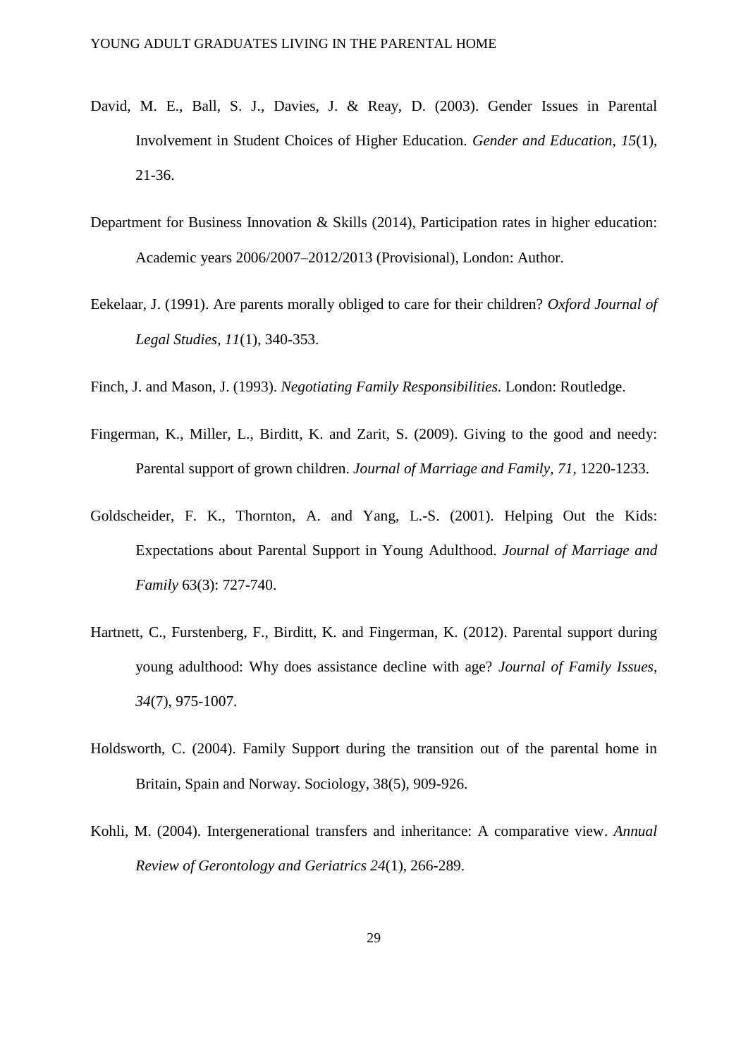David, M. E., Ball, S. J., Davies, J. & Reay, D. (2003). Gender Issues in Parental Involvement in Student Choices of Higher Education. *Gender and Education*, *15*(1), 21-36.

Department for Business Innovation & Skills (2014), Participation rates in higher education: Academic years 2006/2007–2012/2013 (Provisional), London: Author.

Eekelaar, J. (1991). Are parents morally obliged to care for their children? *Oxford Journal of Legal Studies*, *11*(1), 340-353.

Finch, J. and Mason, J. (1993). *Negotiating Family Responsibilities.* London: Routledge.

Fingerman, K., Miller, L., Birditt, K. and Zarit, S. (2009). Giving to the good and needy: Parental support of grown children. *Journal of Marriage and Family, 71*, 1220-1233.

Goldscheider, F. K., Thornton, A. and Yang, L.-S. (2001). Helping Out the Kids: Expectations about Parental Support in Young Adulthood. *Journal of Marriage and Family* 63(3): 727-740.

Hartnett, C., Furstenberg, F., Birditt, K. and Fingerman, K. (2012). Parental support during young adulthood: Why does assistance decline with age? *Journal of Family Issues*, *34*(7), 975-1007.

Holdsworth, C. (2004). Family Support during the transition out of the parental home in Britain, Spain and Norway. Sociology, 38(5), 909-926.

Kohli, M. (2004). Intergenerational transfers and inheritance: A comparative view. *Annual Review of Gerontology and Geriatrics 24*(1), 266-289.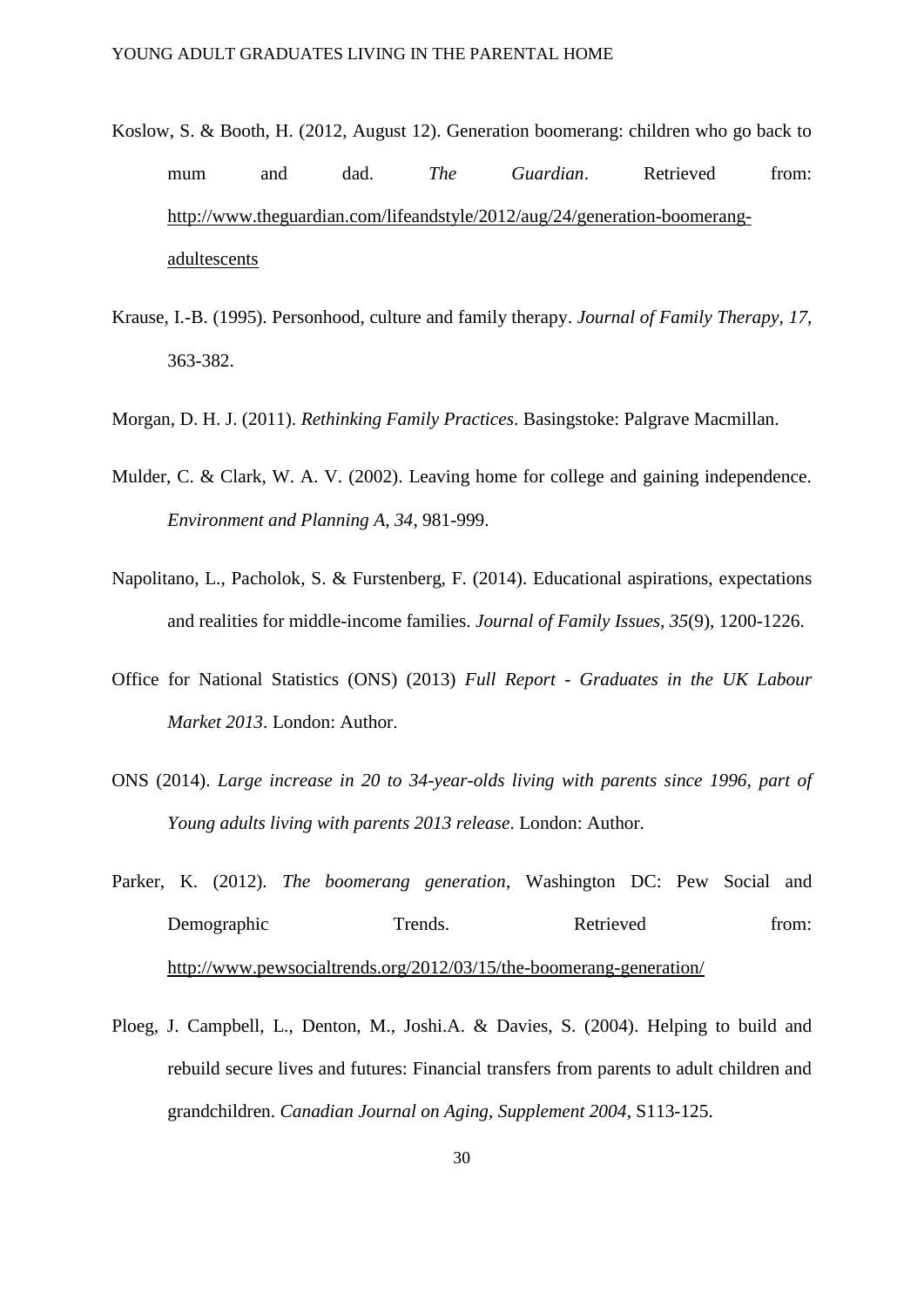Koslow, S. & Booth, H. (2012, August 12). Generation boomerang: children who go back to mum and dad. *The Guardian*. Retrieved from: http://www.theguardian.com/lifeandstyle/2012/aug/24/generation-boomerang-adultescents

Krause, I.-B. (1995). Personhood, culture and family therapy. *Journal of Family Therapy, 17*, 363-382.

Morgan, D. H. J. (2011). *Rethinking Family Practices*. Basingstoke: Palgrave Macmillan.

Mulder, C. & Clark, W. A. V. (2002). Leaving home for college and gaining independence. *Environment and Planning A, 34*, 981-999.

Napolitano, L., Pacholok, S. & Furstenberg, F. (2014). Educational aspirations, expectations and realities for middle-income families. *Journal of Family Issues, 35*(9), 1200-1226.

Office for National Statistics (ONS) (2013) *Full Report - Graduates in the UK Labour Market 2013*. London: Author.

ONS (2014). *Large increase in 20 to 34-year-olds living with parents since 1996, part of Young adults living with parents 2013 release*. London: Author.

Parker, K. (2012). *The boomerang generation*, Washington DC: Pew Social and Demographic Trends. Retrieved from: http://www.pewsocialtrends.org/2012/03/15/the-boomerang-generation/

Ploeg, J. Campbell, L., Denton, M., Joshi.A. & Davies, S. (2004). Helping to build and rebuild secure lives and futures: Financial transfers from parents to adult children and grandchildren. *Canadian Journal on Aging, Supplement 2004*, S113-125.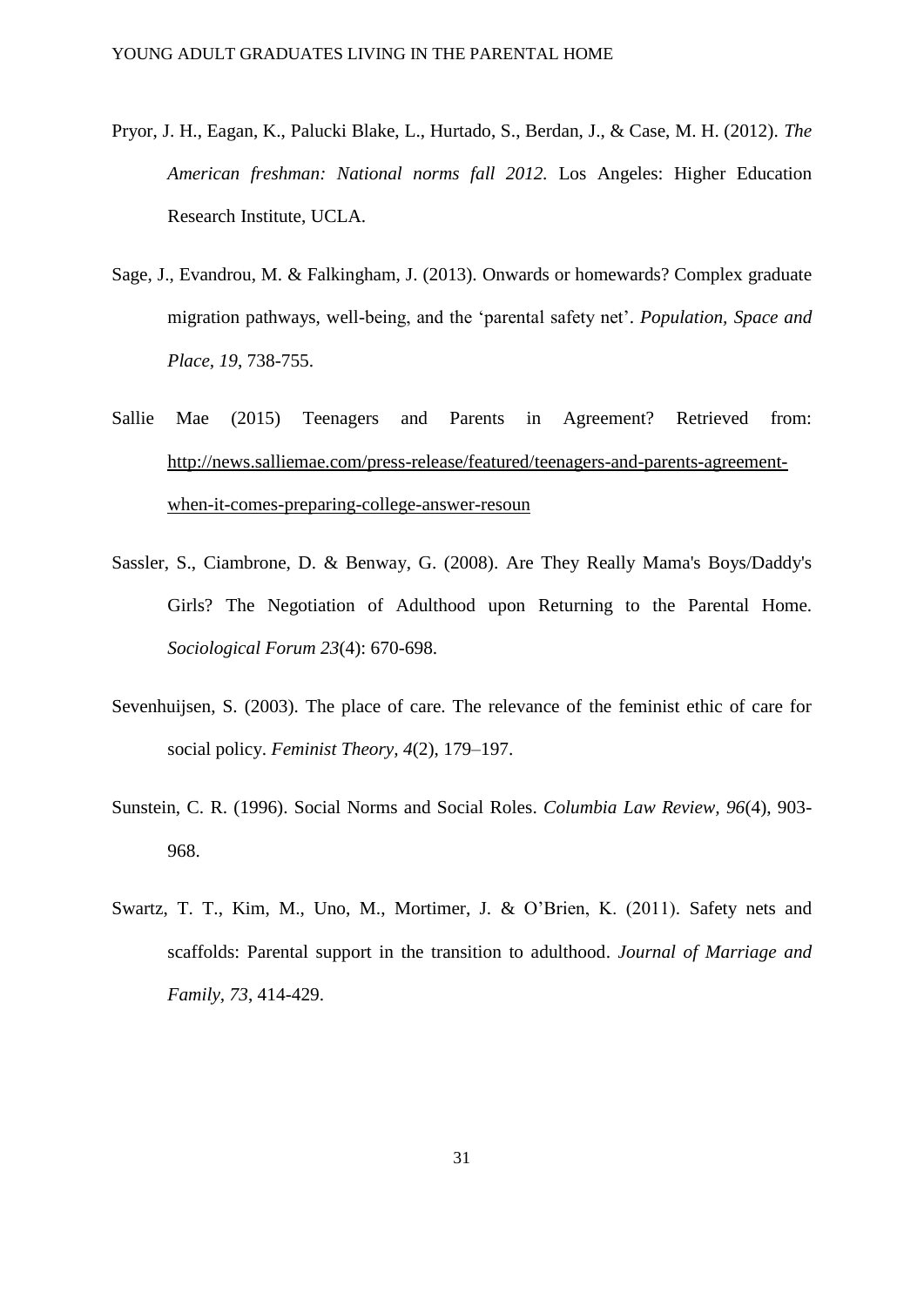Pryor, J. H., Eagan, K., Palucki Blake, L., Hurtado, S., Berdan, J., & Case, M. H. (2012). *The American freshman: National norms fall 2012.* Los Angeles: Higher Education Research Institute, UCLA.

Sage, J., Evandrou, M. & Falkingham, J. (2013). Onwards or homewards? Complex graduate migration pathways, well-being, and the 'parental safety net'. *Population, Space and Place, 19*, 738-755.

Sallie Mae (2015) Teenagers and Parents in Agreement? Retrieved from: http://news.salliemae.com/press-release/featured/teenagers-and-parents-agreement-when-it-comes-preparing-college-answer-resoun

Sassler, S., Ciambrone, D. & Benway, G. (2008). Are They Really Mama's Boys/Daddy's Girls? The Negotiation of Adulthood upon Returning to the Parental Home. *Sociological Forum 23*(4): 670-698.

Sevenhuijsen, S. (2003). The place of care. The relevance of the feminist ethic of care for social policy. *Feminist Theory, 4*(2), 179–197.

Sunstein, C. R. (1996). Social Norms and Social Roles. *Columbia Law Review, 96*(4), 903-968.

Swartz, T. T., Kim, M., Uno, M., Mortimer, J. & O'Brien, K. (2011). Safety nets and scaffolds: Parental support in the transition to adulthood. *Journal of Marriage and Family, 73*, 414-429.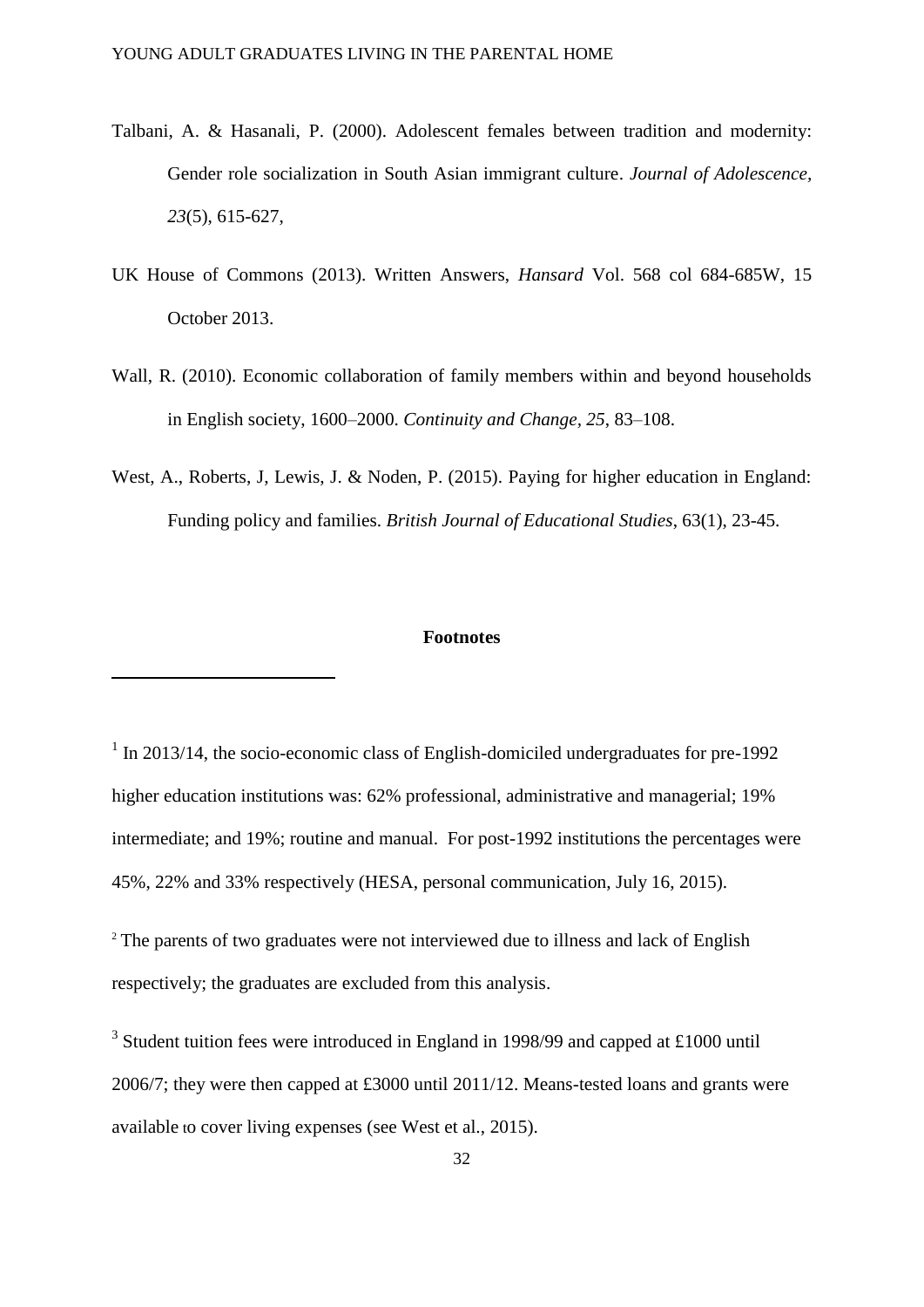Talbani, A. & Hasanali, P. (2000). Adolescent females between tradition and modernity: Gender role socialization in South Asian immigrant culture. *Journal of Adolescence*, *23*(5), 615-627,

UK House of Commons (2013). Written Answers, *Hansard* Vol. 568 col 684-685W, 15 October 2013.

Wall, R. (2010). Economic collaboration of family members within and beyond households in English society, 1600–2000. *Continuity and Change*, *25*, 83–108.

West, A., Roberts, J, Lewis, J. & Noden, P. (2015). Paying for higher education in England: Funding policy and families. *British Journal of Educational Studies*, 63(1), 23-45.

**Footnotes**

[1] In 2013/14, the socio-economic class of English-domiciled undergraduates for pre-1992 higher education institutions was: 62% professional, administrative and managerial; 19% intermediate; and 19%; routine and manual. For post-1992 institutions the percentages were 45%, 22% and 33% respectively (HESA, personal communication, July 16, 2015).

[2] The parents of two graduates were not interviewed due to illness and lack of English respectively; the graduates are excluded from this analysis.

[3] Student tuition fees were introduced in England in 1998/99 and capped at £1000 until 2006/7; they were then capped at £3000 until 2011/12. Means-tested loans and grants were available to cover living expenses (see West et al., 2015).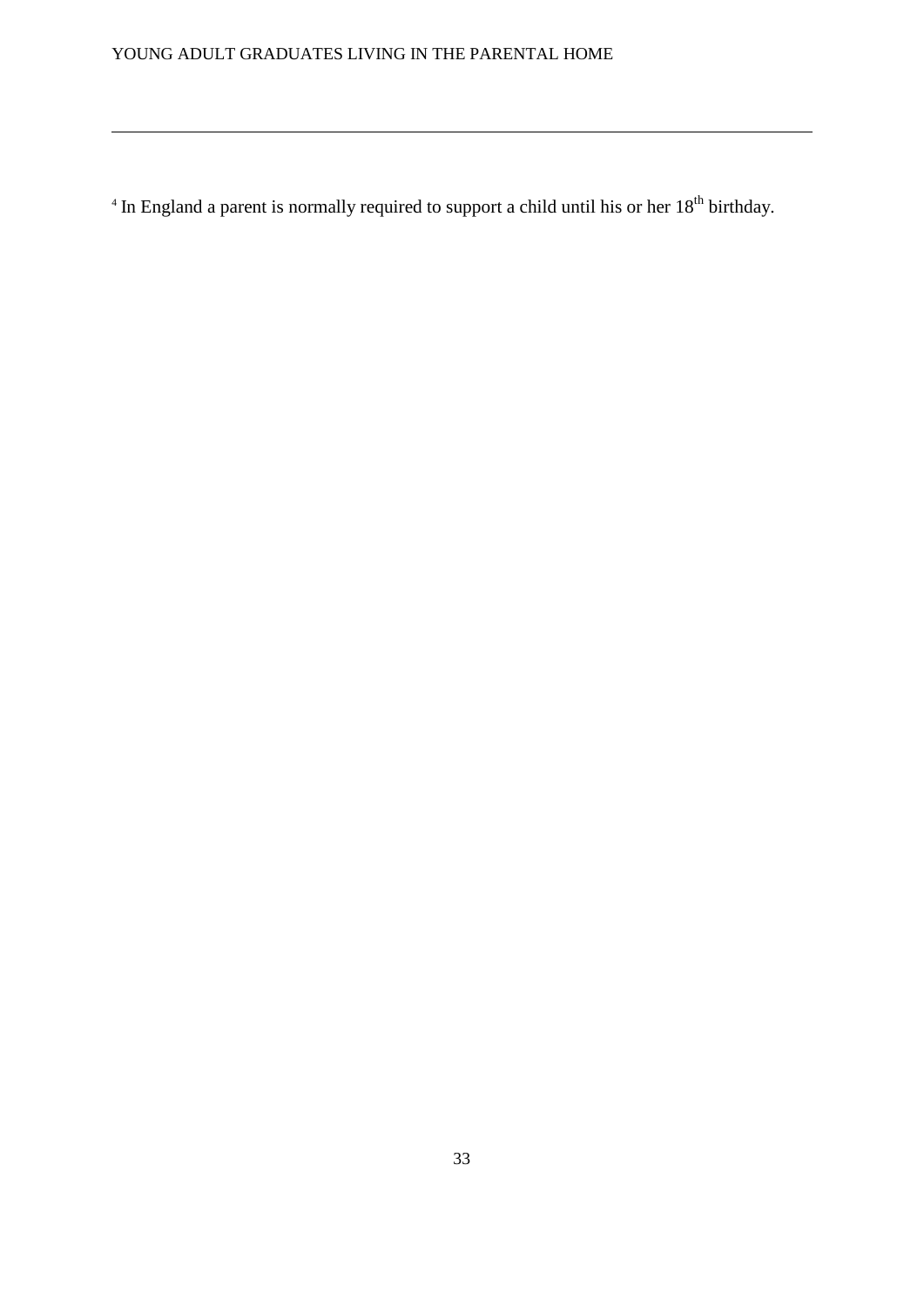[4] In England a parent is normally required to support a child until his or her 18th birthday.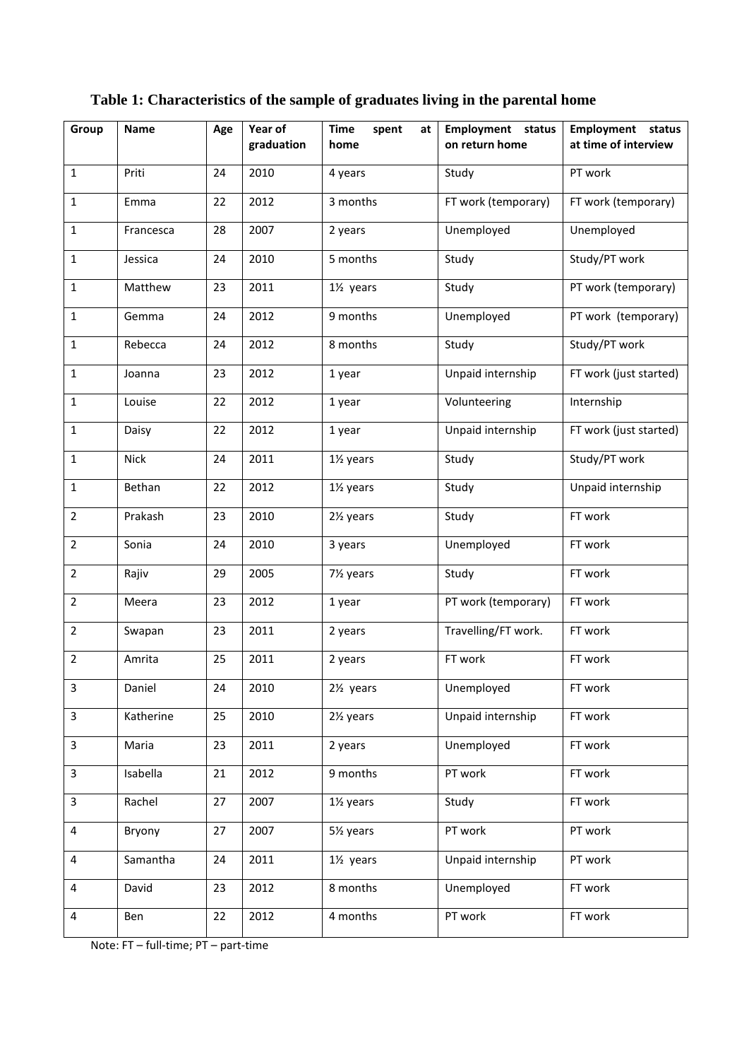**Table 1: Characteristics of the sample of graduates living in the parental home**

| Group | Name | Age | Year of graduation | Time spent at home | Employment status on return home | Employment status at time of interview |
|---|---|---|---|---|---|---|
| 1 | Priti | 24 | 2010 | 4 years | Study | PT work |
| 1 | Emma | 22 | 2012 | 3 months | FT work (temporary) | FT work (temporary) |
| 1 | Francesca | 28 | 2007 | 2 years | Unemployed | Unemployed |
| 1 | Jessica | 24 | 2010 | 5 months | Study | Study/PT work |
| 1 | Matthew | 23 | 2011 | 1½ years | Study | PT work (temporary) |
| 1 | Gemma | 24 | 2012 | 9 months | Unemployed | PT work (temporary) |
| 1 | Rebecca | 24 | 2012 | 8 months | Study | Study/PT work |
| 1 | Joanna | 23 | 2012 | 1 year | Unpaid internship | FT work (just started) |
| 1 | Louise | 22 | 2012 | 1 year | Volunteering | Internship |
| 1 | Daisy | 22 | 2012 | 1 year | Unpaid internship | FT work (just started) |
| 1 | Nick | 24 | 2011 | 1½ years | Study | Study/PT work |
| 1 | Bethan | 22 | 2012 | 1½ years | Study | Unpaid internship |
| 2 | Prakash | 23 | 2010 | 2½ years | Study | FT work |
| 2 | Sonia | 24 | 2010 | 3 years | Unemployed | FT work |
| 2 | Rajiv | 29 | 2005 | 7½ years | Study | FT work |
| 2 | Meera | 23 | 2012 | 1 year | PT work (temporary) | FT work |
| 2 | Swapan | 23 | 2011 | 2 years | Travelling/FT work. | FT work |
| 2 | Amrita | 25 | 2011 | 2 years | FT work | FT work |
| 3 | Daniel | 24 | 2010 | 2½ years | Unemployed | FT work |
| 3 | Katherine | 25 | 2010 | 2½ years | Unpaid internship | FT work |
| 3 | Maria | 23 | 2011 | 2 years | Unemployed | FT work |
| 3 | Isabella | 21 | 2012 | 9 months | PT work | FT work |
| 3 | Rachel | 27 | 2007 | 1½ years | Study | FT work |
| 4 | Bryony | 27 | 2007 | 5½ years | PT work | PT work |
| 4 | Samantha | 24 | 2011 | 1½ years | Unpaid internship | PT work |
| 4 | David | 23 | 2012 | 8 months | Unemployed | FT work |
| 4 | Ben | 22 | 2012 | 4 months | PT work | FT work |

Note: FT – full-time; PT – part-time